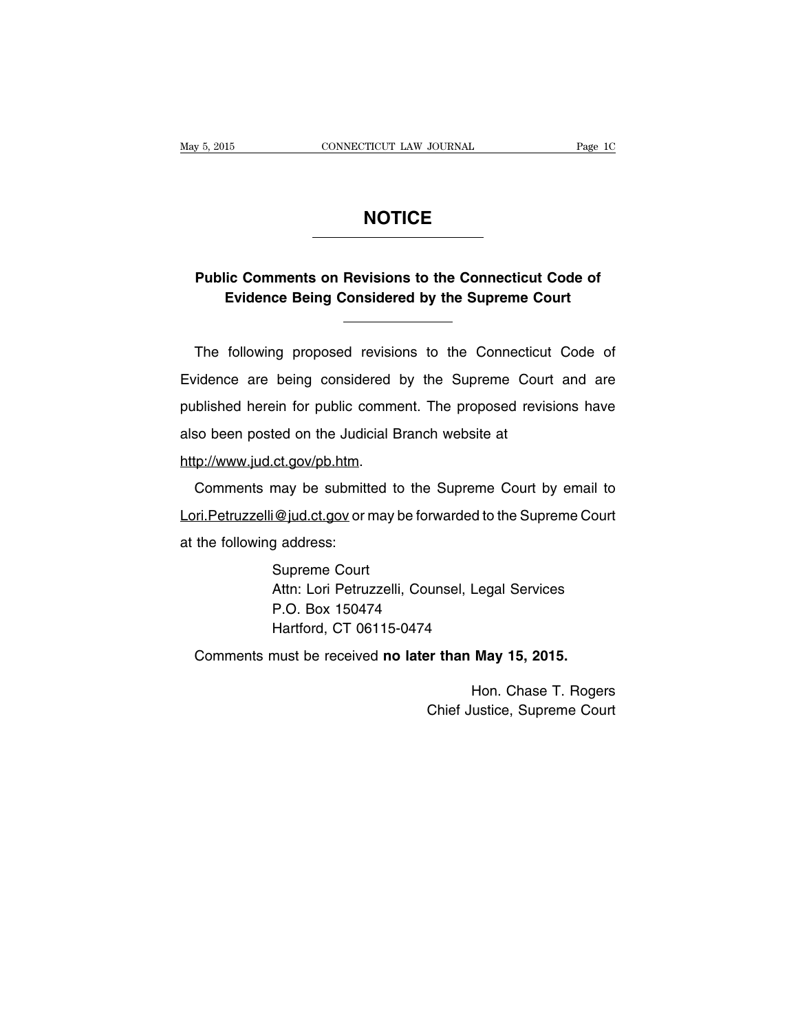# NOTICE

## Public Comments on Revisions to the Connecticut Code of Evidence Being Considered by the Supreme Court

The following proposed revisions to the Connecticut Code of Evidence are being considered by the Supreme Court and are published herein for public comment. The proposed revisions have also been posted on the Judicial Branch website at http://www.jud.ct.gov/pb.htm.

Comments may be submitted to the Supreme Court by email to Lori.Petruzzelli@jud.ct.gov or may be forwarded to the Supreme Court at the following address:

Supreme Court
Attn: Lori Petruzzelli, Counsel, Legal Services
P.O. Box 150474
Hartford, CT 06115-0474

Comments must be received **no later than May 15, 2015.**

Hon. Chase T. Rogers
Chief Justice, Supreme Court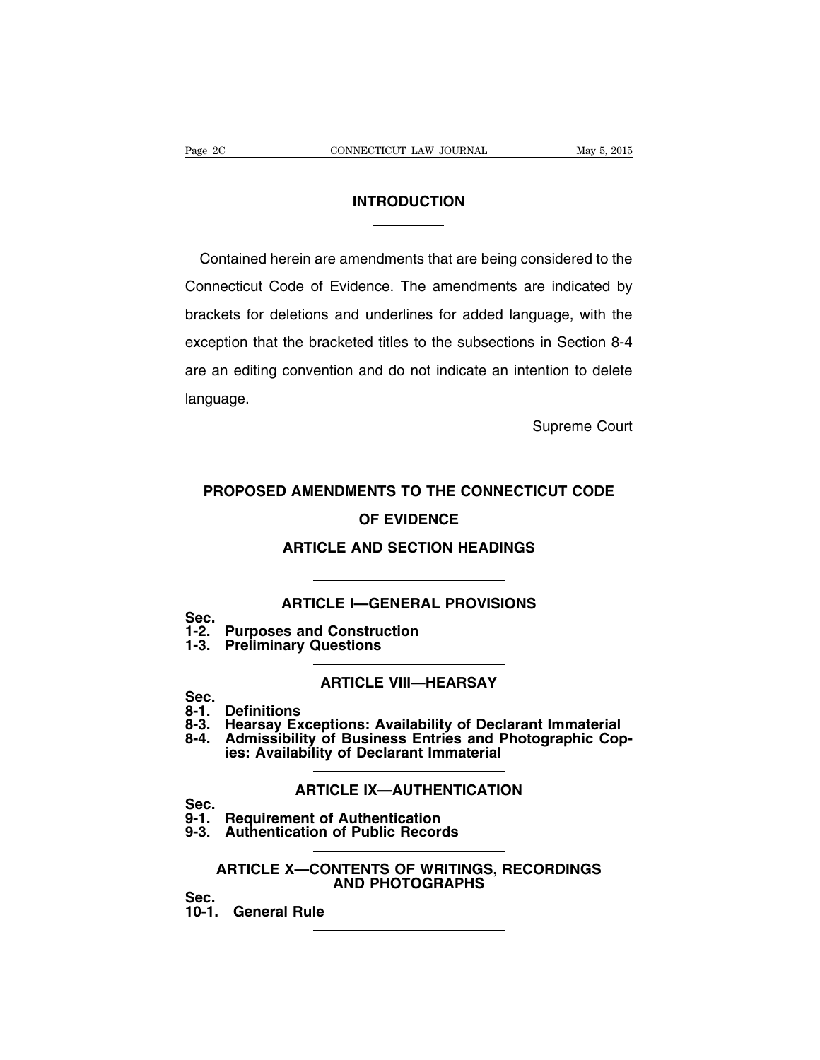# INTRODUCTION

Contained herein are amendments that are being considered to the Connecticut Code of Evidence. The amendments are indicated by brackets for deletions and underlines for added language, with the exception that the bracketed titles to the subsections in Section 8-4 are an editing convention and do not indicate an intention to delete language.

Supreme Court

# PROPOSED AMENDMENTS TO THE CONNECTICUT CODE OF EVIDENCE

## ARTICLE AND SECTION HEADINGS

### ARTICLE I—GENERAL PROVISIONS

**Sec.**
**1-2. Purposes and Construction**
**1-3. Preliminary Questions**

### ARTICLE VIII—HEARSAY

**Sec.**
**8-1. Definitions**
**8-3. Hearsay Exceptions: Availability of Declarant Immaterial**
**8-4. Admissibility of Business Entries and Photographic Copies: Availability of Declarant Immaterial**

### ARTICLE IX—AUTHENTICATION

**Sec.**
**9-1. Requirement of Authentication**
**9-3. Authentication of Public Records**

### ARTICLE X—CONTENTS OF WRITINGS, RECORDINGS AND PHOTOGRAPHS

**Sec.**
**10-1. General Rule**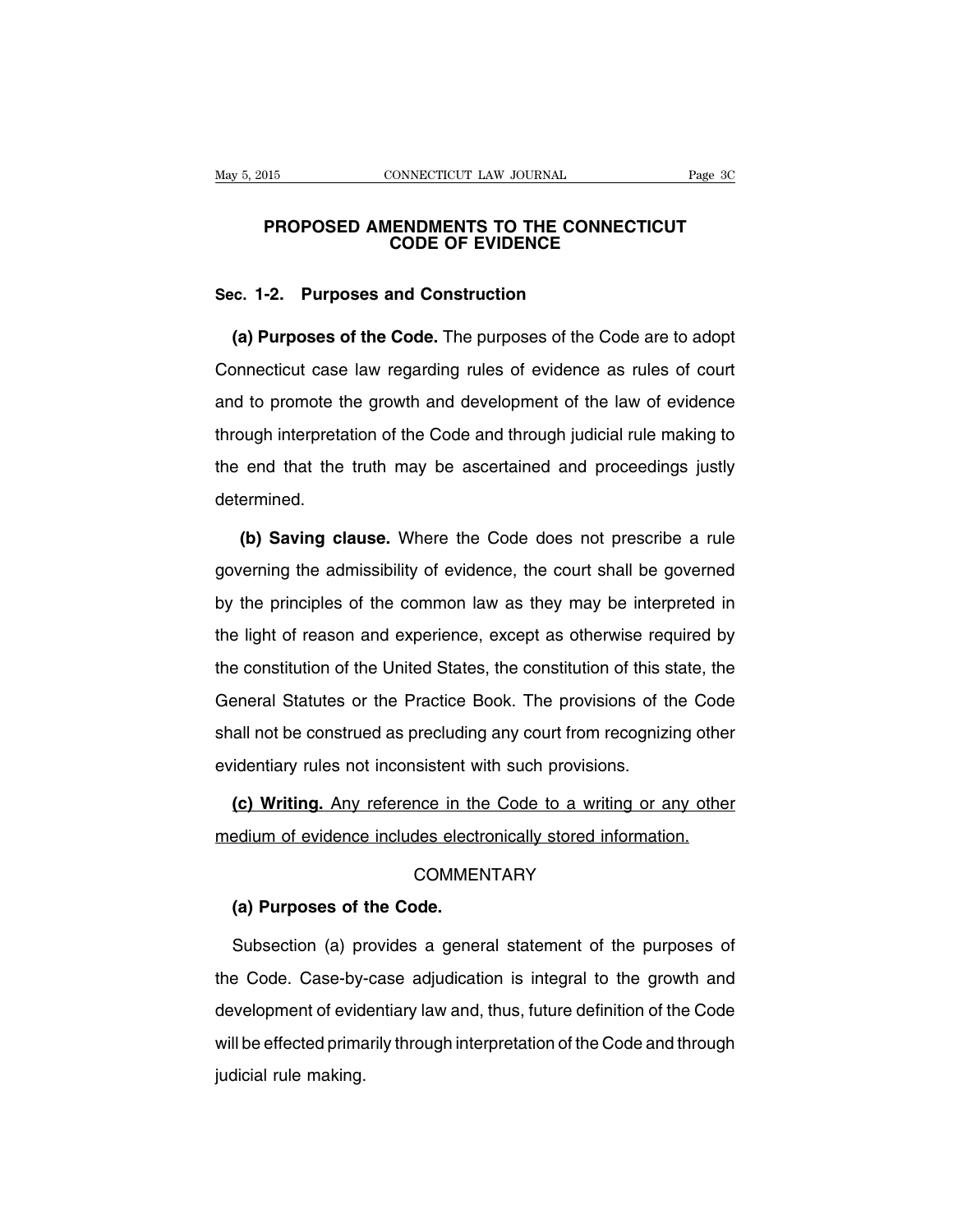# PROPOSED AMENDMENTS TO THE CONNECTICUT CODE OF EVIDENCE

## Sec. 1-2. Purposes and Construction

**(a) Purposes of the Code.** The purposes of the Code are to adopt Connecticut case law regarding rules of evidence as rules of court and to promote the growth and development of the law of evidence through interpretation of the Code and through judicial rule making to the end that the truth may be ascertained and proceedings justly determined.

**(b) Saving clause.** Where the Code does not prescribe a rule governing the admissibility of evidence, the court shall be governed by the principles of the common law as they may be interpreted in the light of reason and experience, except as otherwise required by the constitution of the United States, the constitution of this state, the General Statutes or the Practice Book. The provisions of the Code shall not be construed as precluding any court from recognizing other evidentiary rules not inconsistent with such provisions.

<u>**(c) Writing.** Any reference in the Code to a writing or any other medium of evidence includes electronically stored information.</u>

COMMENTARY

**(a) Purposes of the Code.**

Subsection (a) provides a general statement of the purposes of the Code. Case-by-case adjudication is integral to the growth and development of evidentiary law and, thus, future definition of the Code will be effected primarily through interpretation of the Code and through judicial rule making.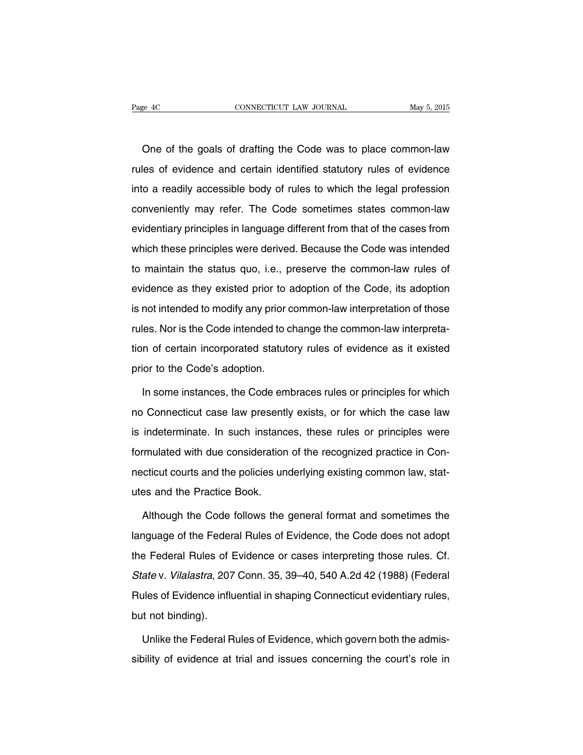One of the goals of drafting the Code was to place common-law rules of evidence and certain identified statutory rules of evidence into a readily accessible body of rules to which the legal profession conveniently may refer. The Code sometimes states common-law evidentiary principles in language different from that of the cases from which these principles were derived. Because the Code was intended to maintain the status quo, i.e., preserve the common-law rules of evidence as they existed prior to adoption of the Code, its adoption is not intended to modify any prior common-law interpretation of those rules. Nor is the Code intended to change the common-law interpretation of certain incorporated statutory rules of evidence as it existed prior to the Code's adoption.

In some instances, the Code embraces rules or principles for which no Connecticut case law presently exists, or for which the case law is indeterminate. In such instances, these rules or principles were formulated with due consideration of the recognized practice in Connecticut courts and the policies underlying existing common law, statutes and the Practice Book.

Although the Code follows the general format and sometimes the language of the Federal Rules of Evidence, the Code does not adopt the Federal Rules of Evidence or cases interpreting those rules. Cf. *State* v. *Vilalastra*, 207 Conn. 35, 39–40, 540 A.2d 42 (1988) (Federal Rules of Evidence influential in shaping Connecticut evidentiary rules, but not binding).

Unlike the Federal Rules of Evidence, which govern both the admissibility of evidence at trial and issues concerning the court's role in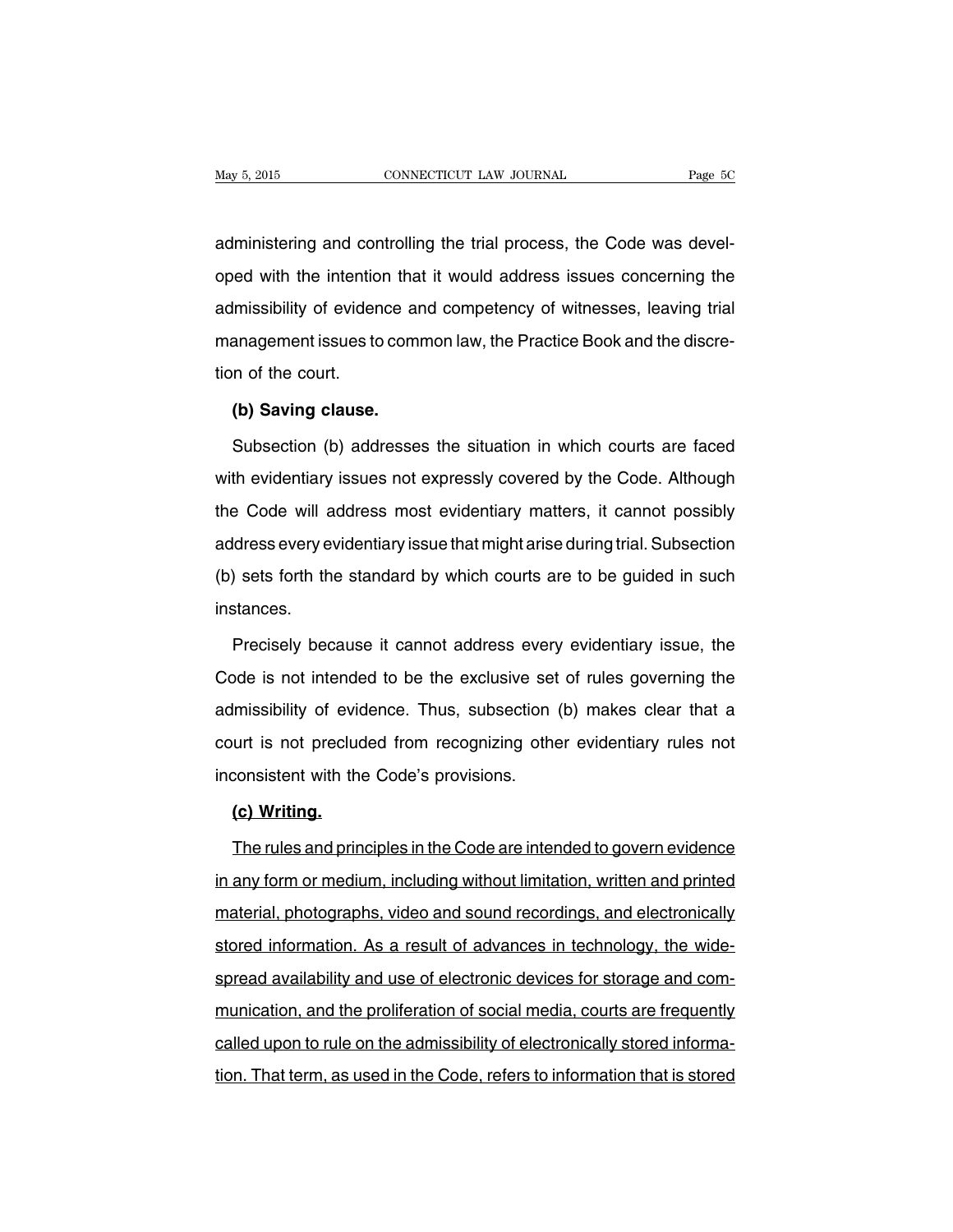administering and controlling the trial process, the Code was developed with the intention that it would address issues concerning the admissibility of evidence and competency of witnesses, leaving trial management issues to common law, the Practice Book and the discretion of the court.

**(b) Saving clause.**

Subsection (b) addresses the situation in which courts are faced with evidentiary issues not expressly covered by the Code. Although the Code will address most evidentiary matters, it cannot possibly address every evidentiary issue that might arise during trial. Subsection (b) sets forth the standard by which courts are to be guided in such instances.

Precisely because it cannot address every evidentiary issue, the Code is not intended to be the exclusive set of rules governing the admissibility of evidence. Thus, subsection (b) makes clear that a court is not precluded from recognizing other evidentiary rules not inconsistent with the Code's provisions.

<u>**(c) Writing.**</u>

<u>The rules and principles in the Code are intended to govern evidence in any form or medium, including without limitation, written and printed material, photographs, video and sound recordings, and electronically stored information. As a result of advances in technology, the widespread availability and use of electronic devices for storage and communication, and the proliferation of social media, courts are frequently called upon to rule on the admissibility of electronically stored information. That term, as used in the Code, refers to information that is stored</u>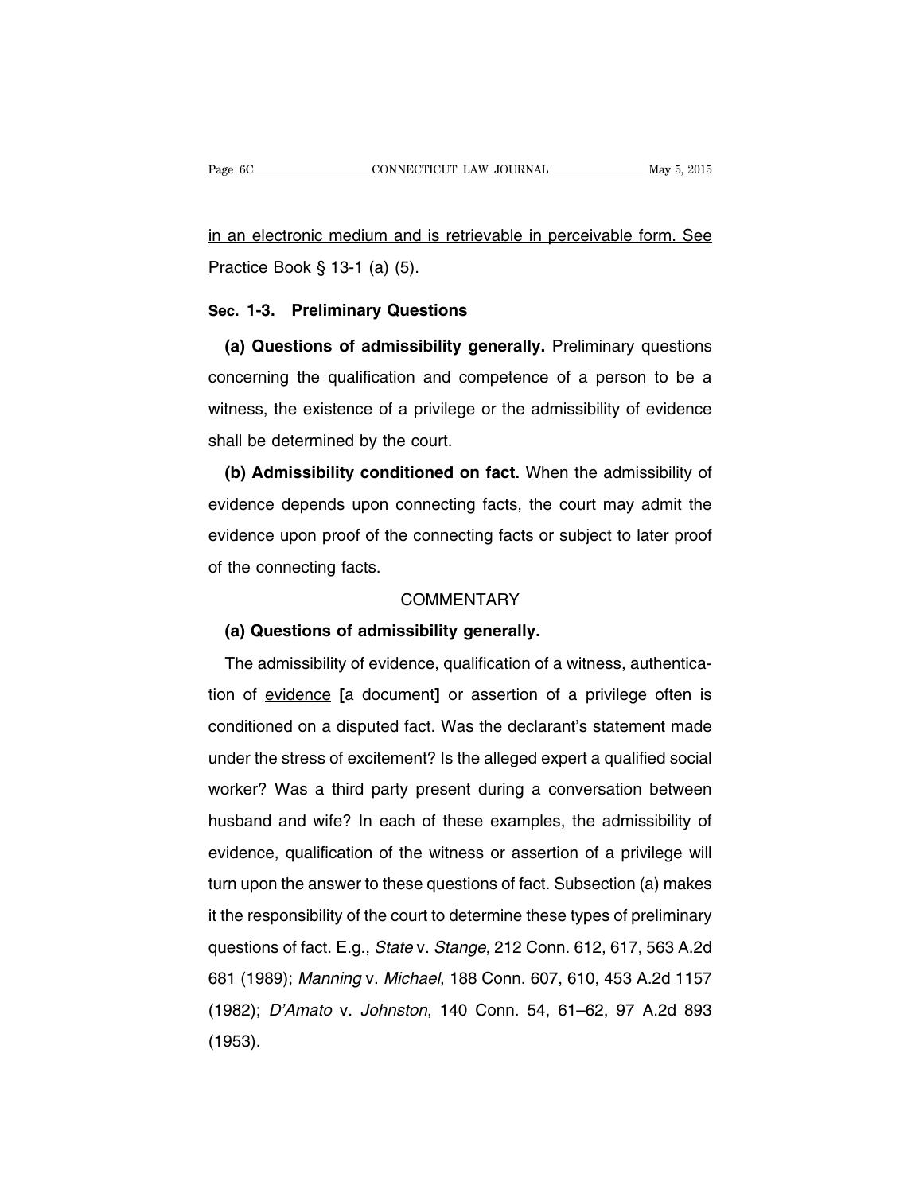in an electronic medium and is retrievable in perceivable form. See Practice Book § 13-1 (a) (5).

**Sec. 1-3. Preliminary Questions**

**(a) Questions of admissibility generally.** Preliminary questions concerning the qualification and competence of a person to be a witness, the existence of a privilege or the admissibility of evidence shall be determined by the court.

**(b) Admissibility conditioned on fact.** When the admissibility of evidence depends upon connecting facts, the court may admit the evidence upon proof of the connecting facts or subject to later proof of the connecting facts.

COMMENTARY

**(a) Questions of admissibility generally.**

The admissibility of evidence, qualification of a witness, authentication of evidence **[**a document**]** or assertion of a privilege often is conditioned on a disputed fact. Was the declarant's statement made under the stress of excitement? Is the alleged expert a qualified social worker? Was a third party present during a conversation between husband and wife? In each of these examples, the admissibility of evidence, qualification of the witness or assertion of a privilege will turn upon the answer to these questions of fact. Subsection (a) makes it the responsibility of the court to determine these types of preliminary questions of fact. E.g., *State* v. *Stange*, 212 Conn. 612, 617, 563 A.2d 681 (1989); *Manning* v. *Michael*, 188 Conn. 607, 610, 453 A.2d 1157 (1982); *D'Amato* v. *Johnston*, 140 Conn. 54, 61–62, 97 A.2d 893 (1953).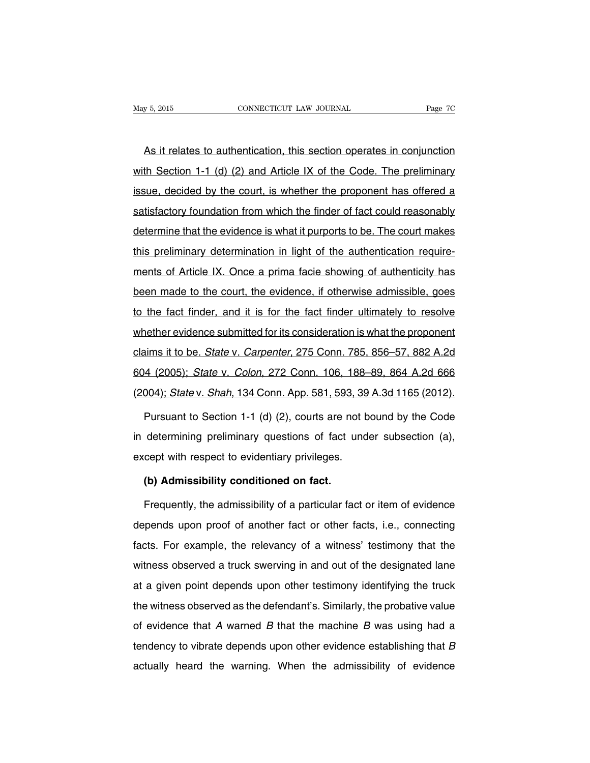As it relates to authentication, this section operates in conjunction with Section 1-1 (d) (2) and Article IX of the Code. The preliminary issue, decided by the court, is whether the proponent has offered a satisfactory foundation from which the finder of fact could reasonably determine that the evidence is what it purports to be. The court makes this preliminary determination in light of the authentication requirements of Article IX. Once a prima facie showing of authenticity has been made to the court, the evidence, if otherwise admissible, goes to the fact finder, and it is for the fact finder ultimately to resolve whether evidence submitted for its consideration is what the proponent claims it to be. *State* v. *Carpenter*, 275 Conn. 785, 856–57, 882 A.2d 604 (2005); *State* v. *Colon*, 272 Conn. 106, 188–89, 864 A.2d 666 (2004); *State* v. *Shah*, 134 Conn. App. 581, 593, 39 A.3d 1165 (2012).

Pursuant to Section 1-1 (d) (2), courts are not bound by the Code in determining preliminary questions of fact under subsection (a), except with respect to evidentiary privileges.

**(b) Admissibility conditioned on fact.**

Frequently, the admissibility of a particular fact or item of evidence depends upon proof of another fact or other facts, i.e., connecting facts. For example, the relevancy of a witness' testimony that the witness observed a truck swerving in and out of the designated lane at a given point depends upon other testimony identifying the truck the witness observed as the defendant's. Similarly, the probative value of evidence that *A* warned *B* that the machine *B* was using had a tendency to vibrate depends upon other evidence establishing that *B* actually heard the warning. When the admissibility of evidence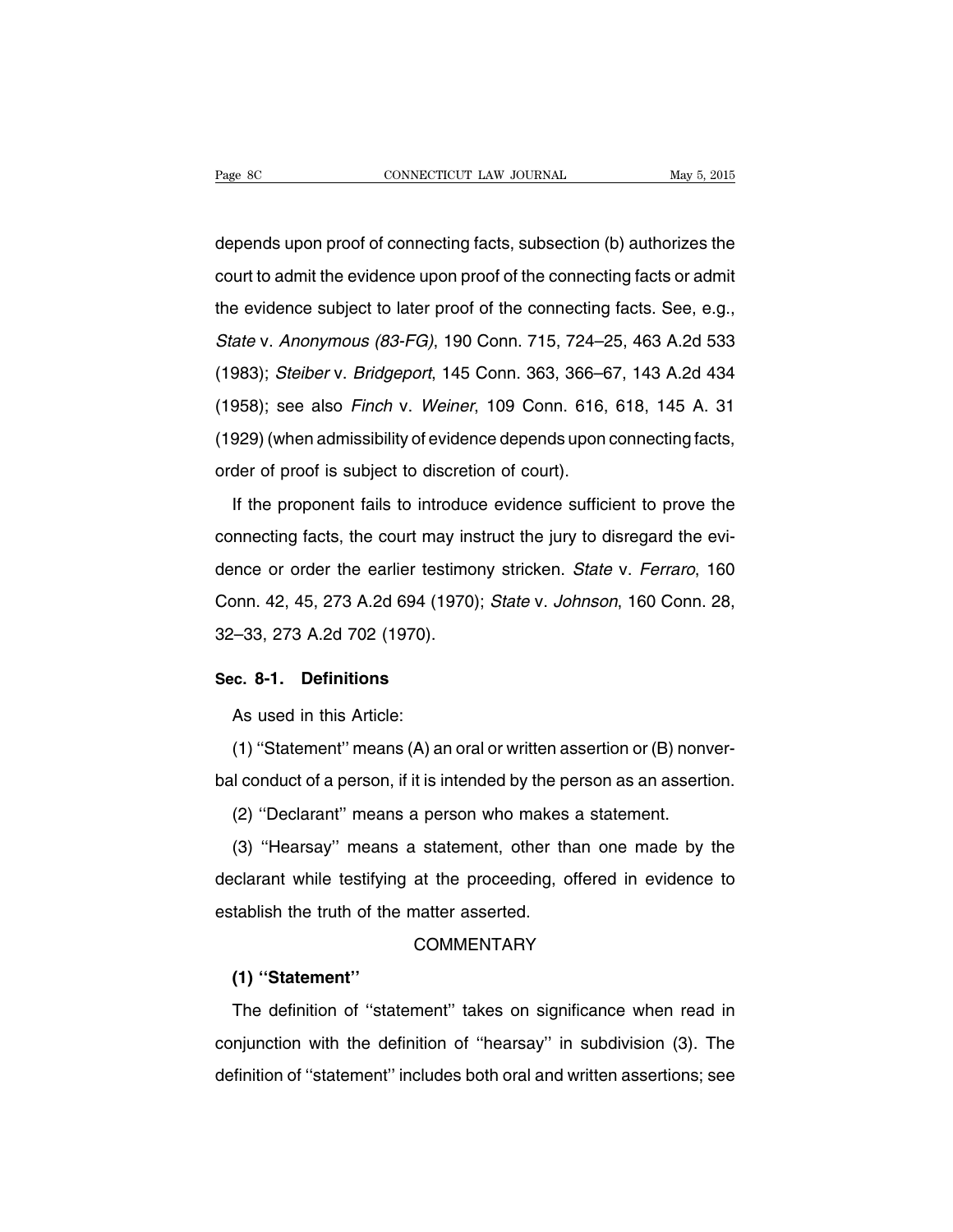depends upon proof of connecting facts, subsection (b) authorizes the court to admit the evidence upon proof of the connecting facts or admit the evidence subject to later proof of the connecting facts. See, e.g., *State* v. *Anonymous (83-FG)*, 190 Conn. 715, 724–25, 463 A.2d 533 (1983); *Steiber* v. *Bridgeport*, 145 Conn. 363, 366–67, 143 A.2d 434 (1958); see also *Finch* v. *Weiner*, 109 Conn. 616, 618, 145 A. 31 (1929) (when admissibility of evidence depends upon connecting facts, order of proof is subject to discretion of court).

If the proponent fails to introduce evidence sufficient to prove the connecting facts, the court may instruct the jury to disregard the evidence or order the earlier testimony stricken. *State* v. *Ferraro*, 160 Conn. 42, 45, 273 A.2d 694 (1970); *State* v. *Johnson*, 160 Conn. 28, 32–33, 273 A.2d 702 (1970).

### Sec. 8-1. Definitions

As used in this Article:

(1) ''Statement'' means (A) an oral or written assertion or (B) nonverbal conduct of a person, if it is intended by the person as an assertion.

(2) ''Declarant'' means a person who makes a statement.

(3) ''Hearsay'' means a statement, other than one made by the declarant while testifying at the proceeding, offered in evidence to establish the truth of the matter asserted.

COMMENTARY

**(1) ''Statement''**

The definition of ''statement'' takes on significance when read in conjunction with the definition of ''hearsay'' in subdivision (3). The definition of ''statement'' includes both oral and written assertions; see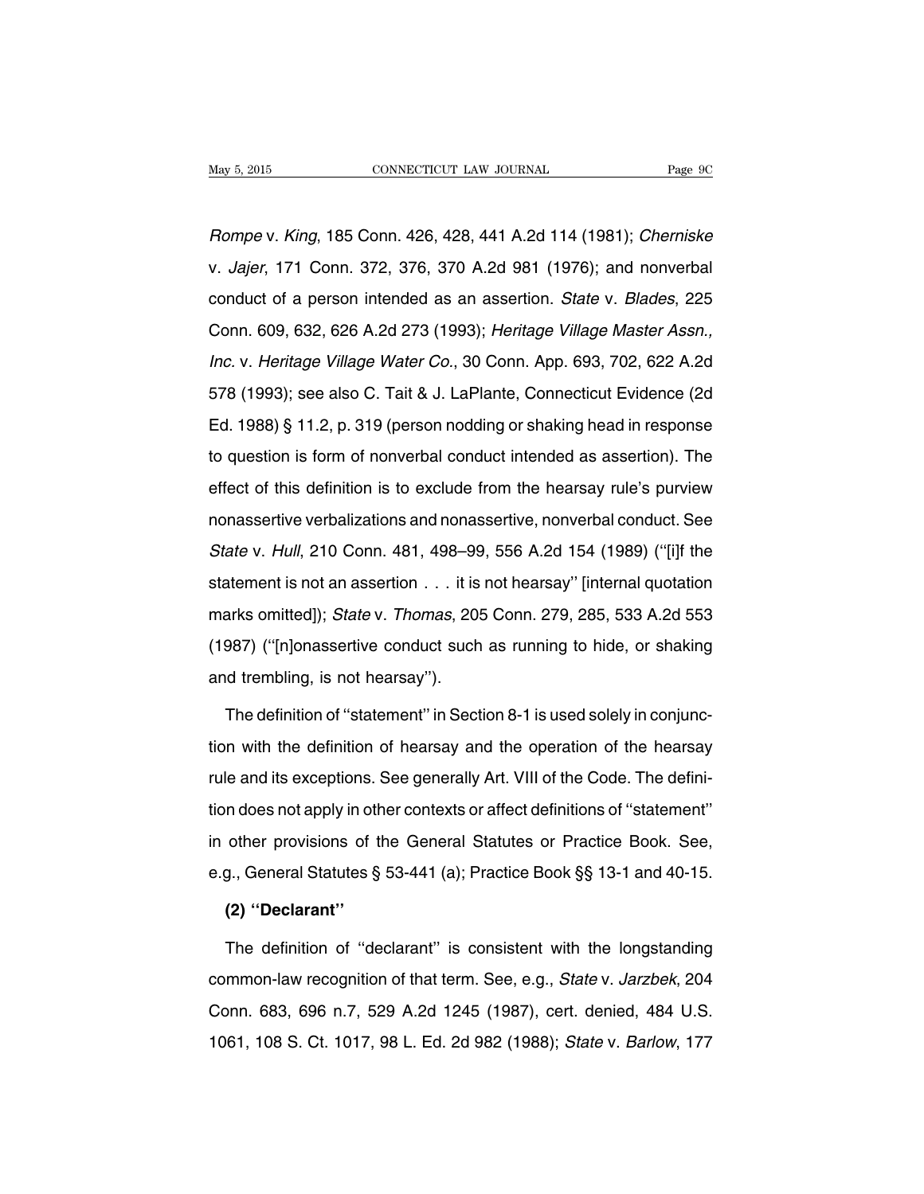*Rompe* v. *King*, 185 Conn. 426, 428, 441 A.2d 114 (1981); *Cherniske* v. *Jajer*, 171 Conn. 372, 376, 370 A.2d 981 (1976); and nonverbal conduct of a person intended as an assertion. *State* v. *Blades*, 225 Conn. 609, 632, 626 A.2d 273 (1993); *Heritage Village Master Assn., Inc.* v. *Heritage Village Water Co.*, 30 Conn. App. 693, 702, 622 A.2d 578 (1993); see also C. Tait & J. LaPlante, Connecticut Evidence (2d Ed. 1988) § 11.2, p. 319 (person nodding or shaking head in response to question is form of nonverbal conduct intended as assertion). The effect of this definition is to exclude from the hearsay rule's purview nonassertive verbalizations and nonassertive, nonverbal conduct. See *State* v. *Hull*, 210 Conn. 481, 498–99, 556 A.2d 154 (1989) (''[i]f the statement is not an assertion . . . it is not hearsay'' [internal quotation marks omitted]); *State* v. *Thomas*, 205 Conn. 279, 285, 533 A.2d 553 (1987) (''[n]onassertive conduct such as running to hide, or shaking and trembling, is not hearsay'').

The definition of ''statement'' in Section 8-1 is used solely in conjunction with the definition of hearsay and the operation of the hearsay rule and its exceptions. See generally Art. VIII of the Code. The definition does not apply in other contexts or affect definitions of ''statement'' in other provisions of the General Statutes or Practice Book. See, e.g., General Statutes § 53-441 (a); Practice Book §§ 13-1 and 40-15.

**(2) ''Declarant''**

The definition of ''declarant'' is consistent with the longstanding common-law recognition of that term. See, e.g., *State* v. *Jarzbek*, 204 Conn. 683, 696 n.7, 529 A.2d 1245 (1987), cert. denied, 484 U.S. 1061, 108 S. Ct. 1017, 98 L. Ed. 2d 982 (1988); *State* v. *Barlow*, 177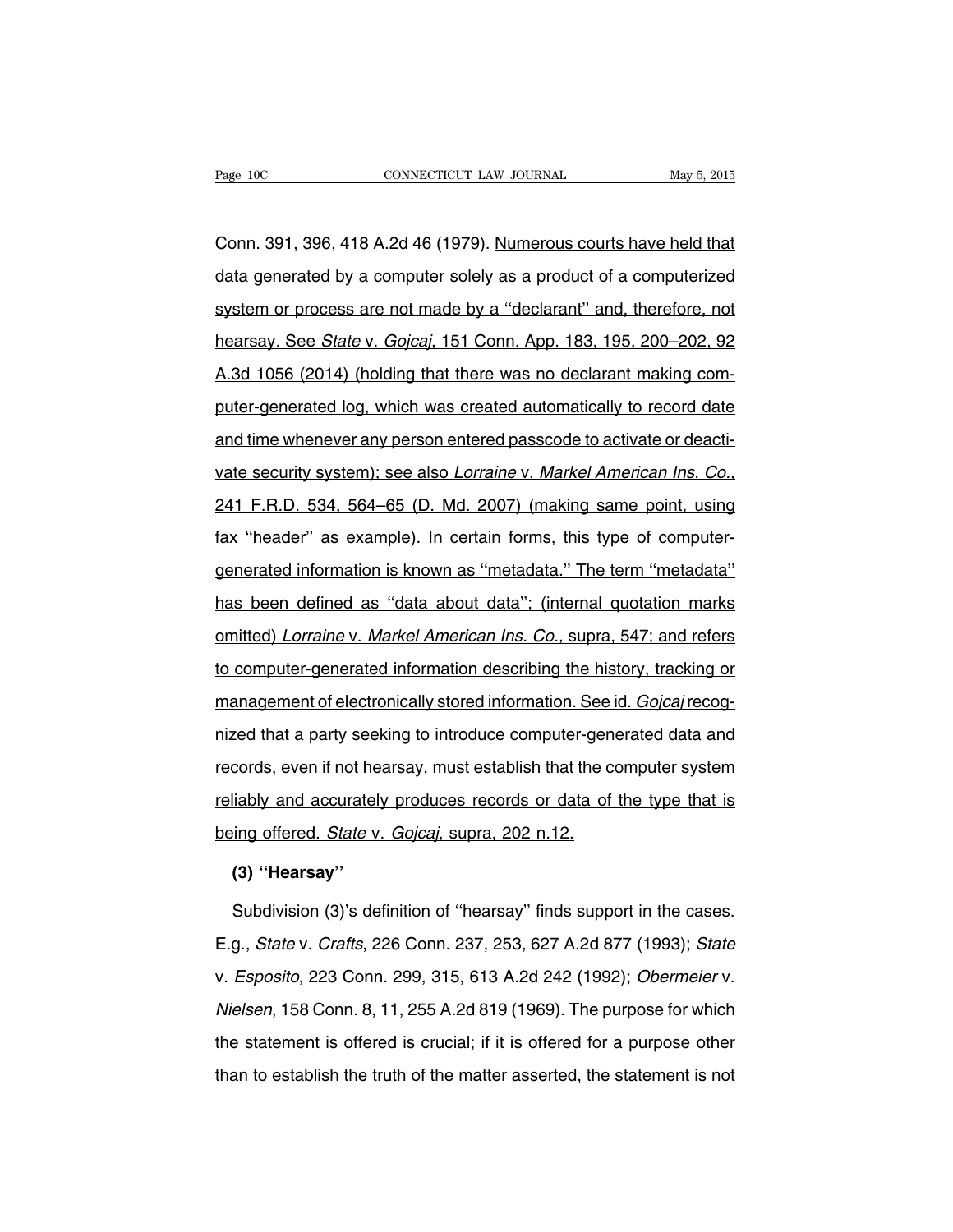Conn. 391, 396, 418 A.2d 46 (1979). Numerous courts have held that data generated by a computer solely as a product of a computerized system or process are not made by a ''declarant'' and, therefore, not hearsay. See *State* v. *Gojcaj*, 151 Conn. App. 183, 195, 200–202, 92 A.3d 1056 (2014) (holding that there was no declarant making computer-generated log, which was created automatically to record date and time whenever any person entered passcode to activate or deactivate security system); see also *Lorraine* v. *Markel American Ins. Co.*, 241 F.R.D. 534, 564–65 (D. Md. 2007) (making same point, using fax ''header'' as example). In certain forms, this type of computer-generated information is known as ''metadata.'' The term ''metadata'' has been defined as ''data about data''; (internal quotation marks omitted) *Lorraine* v. *Markel American Ins. Co.*, supra, 547; and refers to computer-generated information describing the history, tracking or management of electronically stored information. See id. *Gojcaj* recognized that a party seeking to introduce computer-generated data and records, even if not hearsay, must establish that the computer system reliably and accurately produces records or data of the type that is being offered. *State* v. *Gojcaj*, supra, 202 n.12.

**(3) ''Hearsay''**

Subdivision (3)'s definition of ''hearsay'' finds support in the cases. E.g., *State* v. *Crafts*, 226 Conn. 237, 253, 627 A.2d 877 (1993); *State* v. *Esposito*, 223 Conn. 299, 315, 613 A.2d 242 (1992); *Obermeier* v. *Nielsen*, 158 Conn. 8, 11, 255 A.2d 819 (1969). The purpose for which the statement is offered is crucial; if it is offered for a purpose other than to establish the truth of the matter asserted, the statement is not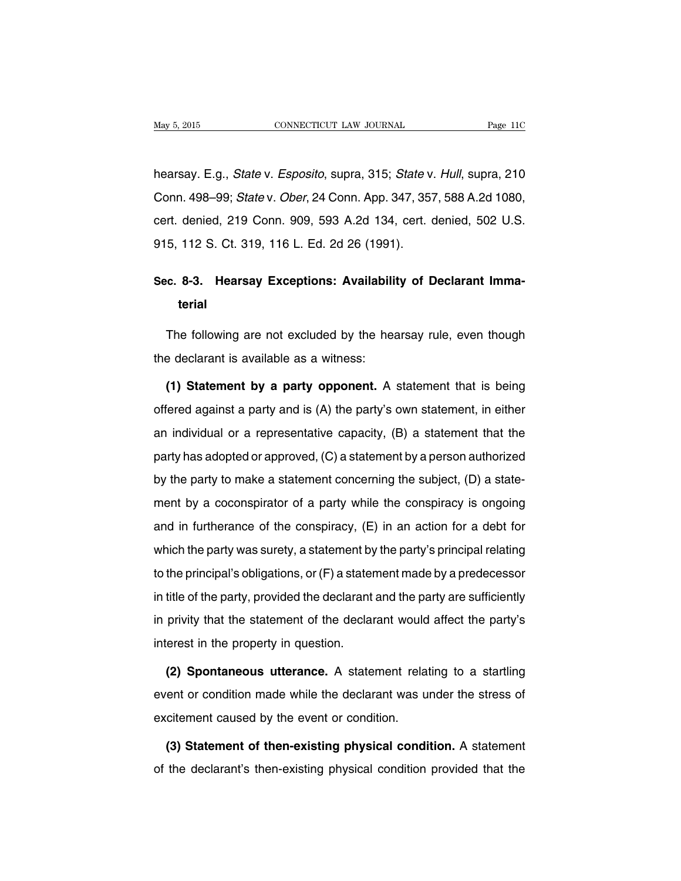hearsay. E.g., *State* v. *Esposito*, supra, 315; *State* v. *Hull*, supra, 210 Conn. 498–99; *State* v. *Ober*, 24 Conn. App. 347, 357, 588 A.2d 1080, cert. denied, 219 Conn. 909, 593 A.2d 134, cert. denied, 502 U.S. 915, 112 S. Ct. 319, 116 L. Ed. 2d 26 (1991).

## Sec. 8-3. Hearsay Exceptions: Availability of Declarant Immaterial

The following are not excluded by the hearsay rule, even though the declarant is available as a witness:

**(1) Statement by a party opponent.** A statement that is being offered against a party and is (A) the party's own statement, in either an individual or a representative capacity, (B) a statement that the party has adopted or approved, (C) a statement by a person authorized by the party to make a statement concerning the subject, (D) a statement by a coconspirator of a party while the conspiracy is ongoing and in furtherance of the conspiracy, (E) in an action for a debt for which the party was surety, a statement by the party's principal relating to the principal's obligations, or (F) a statement made by a predecessor in title of the party, provided the declarant and the party are sufficiently in privity that the statement of the declarant would affect the party's interest in the property in question.

**(2) Spontaneous utterance.** A statement relating to a startling event or condition made while the declarant was under the stress of excitement caused by the event or condition.

**(3) Statement of then-existing physical condition.** A statement of the declarant's then-existing physical condition provided that the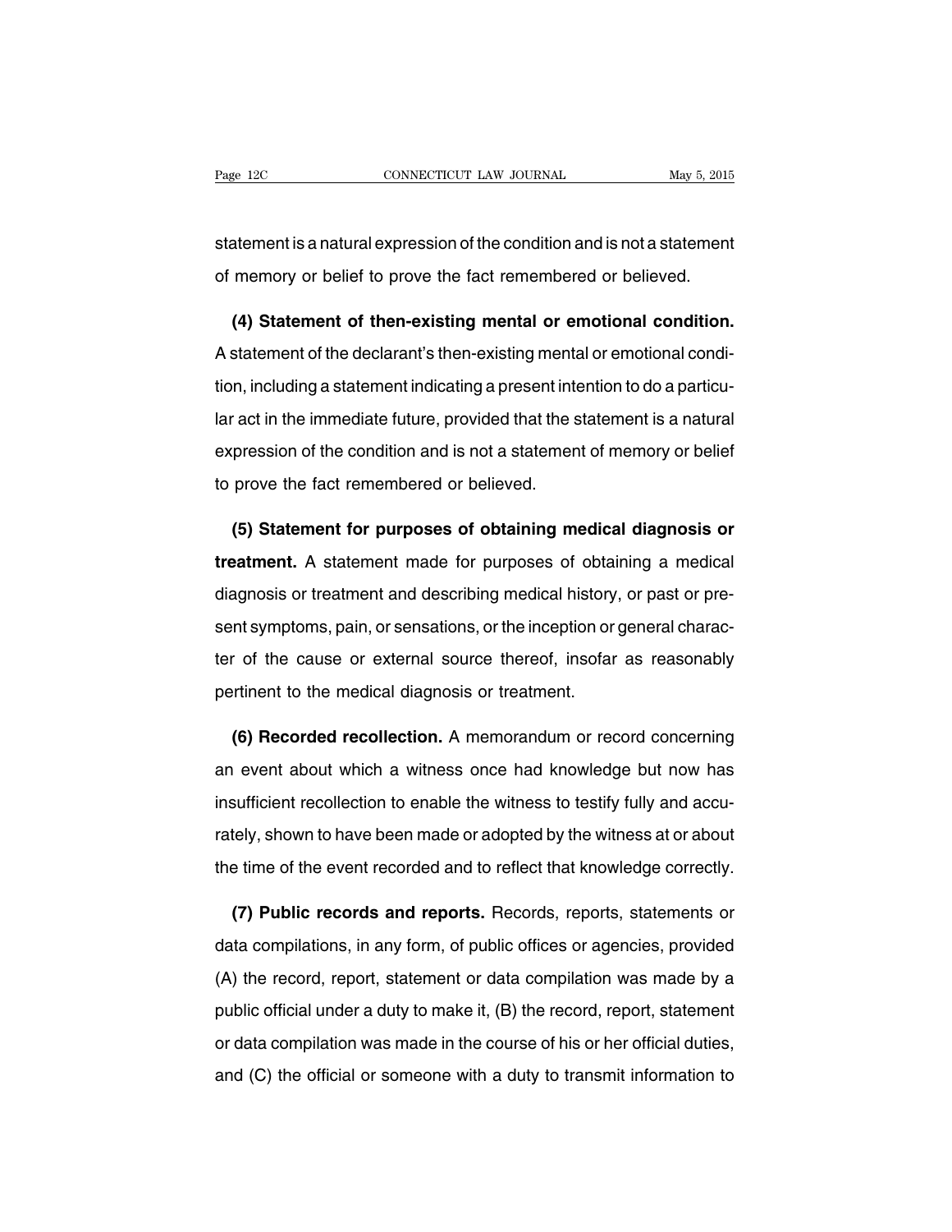statement is a natural expression of the condition and is not a statement of memory or belief to prove the fact remembered or believed.

**(4) Statement of then-existing mental or emotional condition.** A statement of the declarant's then-existing mental or emotional condition, including a statement indicating a present intention to do a particular act in the immediate future, provided that the statement is a natural expression of the condition and is not a statement of memory or belief to prove the fact remembered or believed.

**(5) Statement for purposes of obtaining medical diagnosis or treatment.** A statement made for purposes of obtaining a medical diagnosis or treatment and describing medical history, or past or present symptoms, pain, or sensations, or the inception or general character of the cause or external source thereof, insofar as reasonably pertinent to the medical diagnosis or treatment.

**(6) Recorded recollection.** A memorandum or record concerning an event about which a witness once had knowledge but now has insufficient recollection to enable the witness to testify fully and accurately, shown to have been made or adopted by the witness at or about the time of the event recorded and to reflect that knowledge correctly.

**(7) Public records and reports.** Records, reports, statements or data compilations, in any form, of public offices or agencies, provided (A) the record, report, statement or data compilation was made by a public official under a duty to make it, (B) the record, report, statement or data compilation was made in the course of his or her official duties, and (C) the official or someone with a duty to transmit information to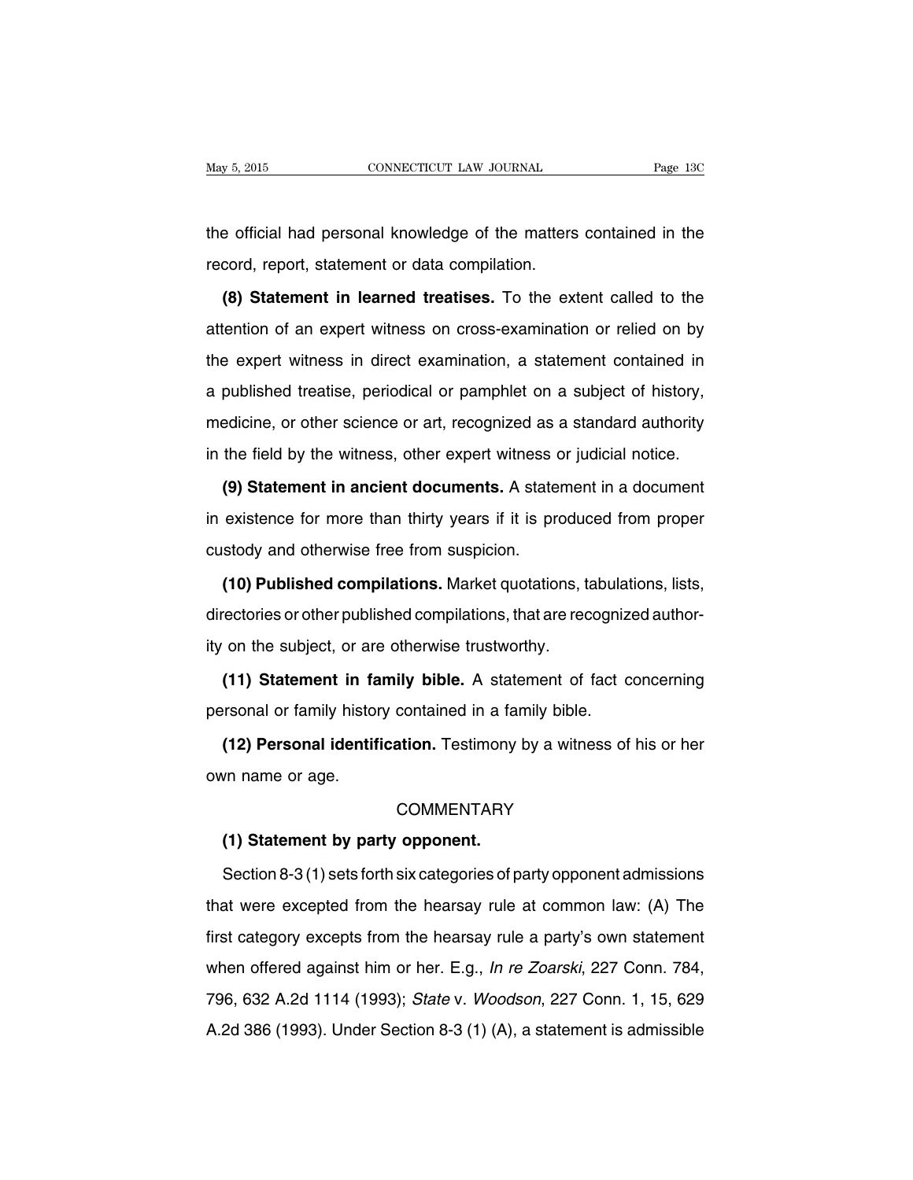the official had personal knowledge of the matters contained in the record, report, statement or data compilation.

**(8) Statement in learned treatises.** To the extent called to the attention of an expert witness on cross-examination or relied on by the expert witness in direct examination, a statement contained in a published treatise, periodical or pamphlet on a subject of history, medicine, or other science or art, recognized as a standard authority in the field by the witness, other expert witness or judicial notice.

**(9) Statement in ancient documents.** A statement in a document in existence for more than thirty years if it is produced from proper custody and otherwise free from suspicion.

**(10) Published compilations.** Market quotations, tabulations, lists, directories or other published compilations, that are recognized authority on the subject, or are otherwise trustworthy.

**(11) Statement in family bible.** A statement of fact concerning personal or family history contained in a family bible.

**(12) Personal identification.** Testimony by a witness of his or her own name or age.

COMMENTARY

**(1) Statement by party opponent.**

Section 8-3 (1) sets forth six categories of party opponent admissions that were excepted from the hearsay rule at common law: (A) The first category excepts from the hearsay rule a party's own statement when offered against him or her. E.g., *In re Zoarski*, 227 Conn. 784, 796, 632 A.2d 1114 (1993); *State* v. *Woodson*, 227 Conn. 1, 15, 629 A.2d 386 (1993). Under Section 8-3 (1) (A), a statement is admissible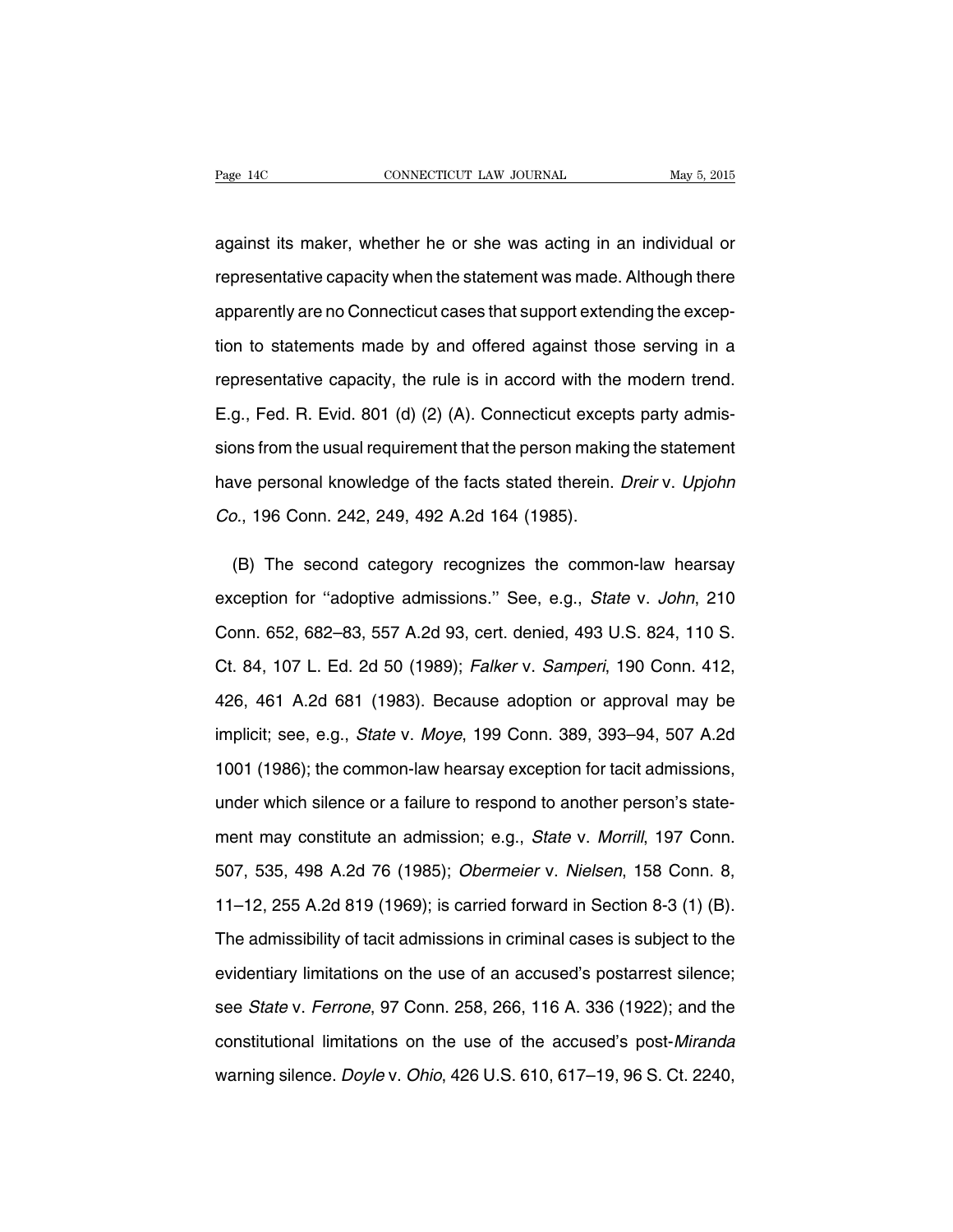against its maker, whether he or she was acting in an individual or representative capacity when the statement was made. Although there apparently are no Connecticut cases that support extending the exception to statements made by and offered against those serving in a representative capacity, the rule is in accord with the modern trend. E.g., Fed. R. Evid. 801 (d) (2) (A). Connecticut excepts party admissions from the usual requirement that the person making the statement have personal knowledge of the facts stated therein. *Dreir* v. *Upjohn Co.*, 196 Conn. 242, 249, 492 A.2d 164 (1985).

(B) The second category recognizes the common-law hearsay exception for ''adoptive admissions.'' See, e.g., *State* v. *John*, 210 Conn. 652, 682–83, 557 A.2d 93, cert. denied, 493 U.S. 824, 110 S. Ct. 84, 107 L. Ed. 2d 50 (1989); *Falker* v. *Samperi*, 190 Conn. 412, 426, 461 A.2d 681 (1983). Because adoption or approval may be implicit; see, e.g., *State* v. *Moye*, 199 Conn. 389, 393–94, 507 A.2d 1001 (1986); the common-law hearsay exception for tacit admissions, under which silence or a failure to respond to another person's statement may constitute an admission; e.g., *State* v. *Morrill*, 197 Conn. 507, 535, 498 A.2d 76 (1985); *Obermeier* v. *Nielsen*, 158 Conn. 8, 11–12, 255 A.2d 819 (1969); is carried forward in Section 8-3 (1) (B). The admissibility of tacit admissions in criminal cases is subject to the evidentiary limitations on the use of an accused's postarrest silence; see *State* v. *Ferrone*, 97 Conn. 258, 266, 116 A. 336 (1922); and the constitutional limitations on the use of the accused's post-*Miranda* warning silence. *Doyle* v. *Ohio*, 426 U.S. 610, 617–19, 96 S. Ct. 2240,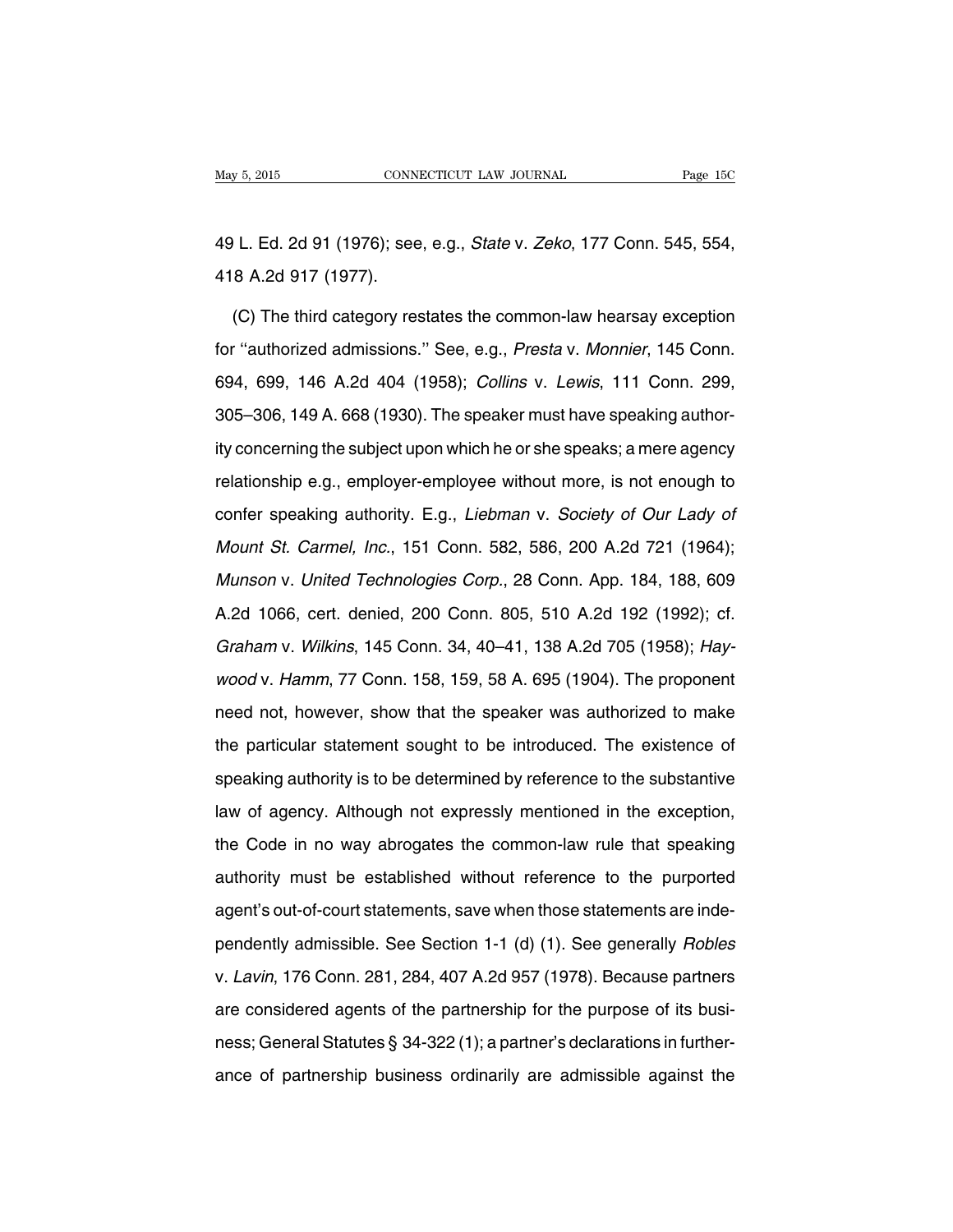49 L. Ed. 2d 91 (1976); see, e.g., *State* v. *Zeko*, 177 Conn. 545, 554, 418 A.2d 917 (1977).

(C) The third category restates the common-law hearsay exception for "authorized admissions." See, e.g., *Presta* v. *Monnier*, 145 Conn. 694, 699, 146 A.2d 404 (1958); *Collins* v. *Lewis*, 111 Conn. 299, 305–306, 149 A. 668 (1930). The speaker must have speaking authority concerning the subject upon which he or she speaks; a mere agency relationship e.g., employer-employee without more, is not enough to confer speaking authority. E.g., *Liebman* v. *Society of Our Lady of Mount St. Carmel, Inc.*, 151 Conn. 582, 586, 200 A.2d 721 (1964); *Munson* v. *United Technologies Corp.*, 28 Conn. App. 184, 188, 609 A.2d 1066, cert. denied, 200 Conn. 805, 510 A.2d 192 (1992); cf. *Graham* v. *Wilkins*, 145 Conn. 34, 40–41, 138 A.2d 705 (1958); *Haywood* v. *Hamm*, 77 Conn. 158, 159, 58 A. 695 (1904). The proponent need not, however, show that the speaker was authorized to make the particular statement sought to be introduced. The existence of speaking authority is to be determined by reference to the substantive law of agency. Although not expressly mentioned in the exception, the Code in no way abrogates the common-law rule that speaking authority must be established without reference to the purported agent's out-of-court statements, save when those statements are independently admissible. See Section 1-1 (d) (1). See generally *Robles* v. *Lavin*, 176 Conn. 281, 284, 407 A.2d 957 (1978). Because partners are considered agents of the partnership for the purpose of its business; General Statutes § 34-322 (1); a partner's declarations in furtherance of partnership business ordinarily are admissible against the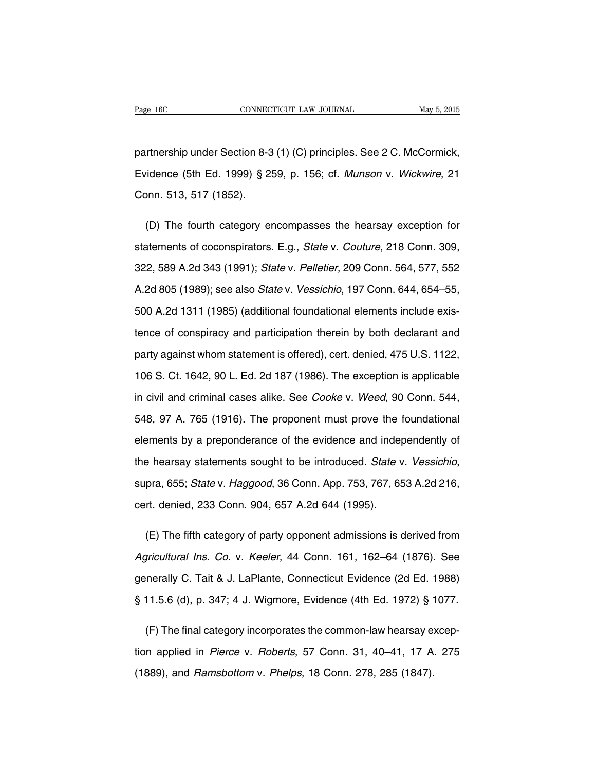partnership under Section 8-3 (1) (C) principles. See 2 C. McCormick, Evidence (5th Ed. 1999) § 259, p. 156; cf. *Munson* v. *Wickwire*, 21 Conn. 513, 517 (1852).

(D) The fourth category encompasses the hearsay exception for statements of coconspirators. E.g., *State* v. *Couture*, 218 Conn. 309, 322, 589 A.2d 343 (1991); *State* v. *Pelletier*, 209 Conn. 564, 577, 552 A.2d 805 (1989); see also *State* v. *Vessichio*, 197 Conn. 644, 654–55, 500 A.2d 1311 (1985) (additional foundational elements include existence of conspiracy and participation therein by both declarant and party against whom statement is offered), cert. denied, 475 U.S. 1122, 106 S. Ct. 1642, 90 L. Ed. 2d 187 (1986). The exception is applicable in civil and criminal cases alike. See *Cooke* v. *Weed*, 90 Conn. 544, 548, 97 A. 765 (1916). The proponent must prove the foundational elements by a preponderance of the evidence and independently of the hearsay statements sought to be introduced. *State* v. *Vessichio*, supra, 655; *State* v. *Haggood*, 36 Conn. App. 753, 767, 653 A.2d 216, cert. denied, 233 Conn. 904, 657 A.2d 644 (1995).

(E) The fifth category of party opponent admissions is derived from *Agricultural Ins. Co.* v. *Keeler*, 44 Conn. 161, 162–64 (1876). See generally C. Tait & J. LaPlante, Connecticut Evidence (2d Ed. 1988) § 11.5.6 (d), p. 347; 4 J. Wigmore, Evidence (4th Ed. 1972) § 1077.

(F) The final category incorporates the common-law hearsay exception applied in *Pierce* v. *Roberts*, 57 Conn. 31, 40–41, 17 A. 275 (1889), and *Ramsbottom* v. *Phelps*, 18 Conn. 278, 285 (1847).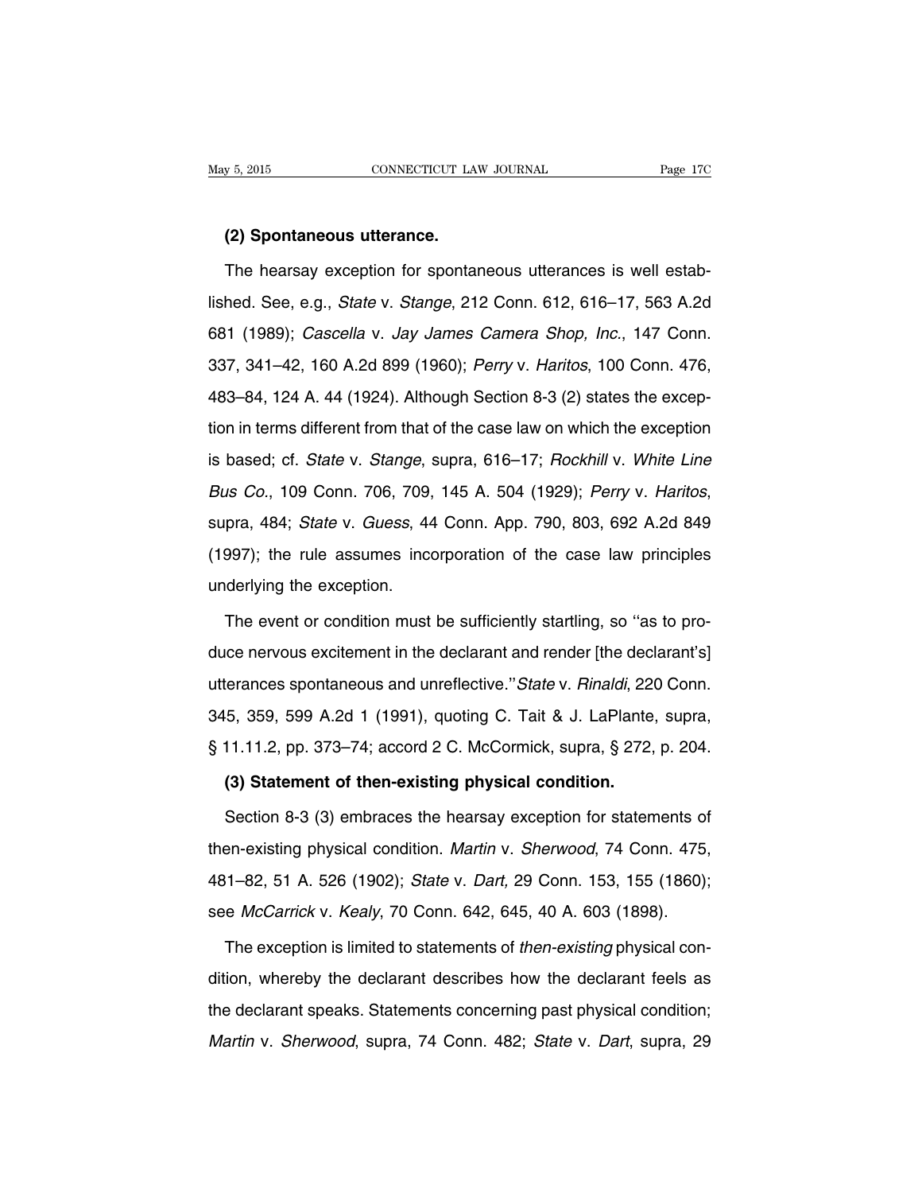**(2) Spontaneous utterance.**

The hearsay exception for spontaneous utterances is well established. See, e.g., *State* v. *Stange*, 212 Conn. 612, 616–17, 563 A.2d 681 (1989); *Cascella* v. *Jay James Camera Shop, Inc.*, 147 Conn. 337, 341–42, 160 A.2d 899 (1960); *Perry* v. *Haritos*, 100 Conn. 476, 483–84, 124 A. 44 (1924). Although Section 8-3 (2) states the exception in terms different from that of the case law on which the exception is based; cf. *State* v. *Stange*, supra, 616–17; *Rockhill* v. *White Line Bus Co.*, 109 Conn. 706, 709, 145 A. 504 (1929); *Perry* v. *Haritos*, supra, 484; *State* v. *Guess*, 44 Conn. App. 790, 803, 692 A.2d 849 (1997); the rule assumes incorporation of the case law principles underlying the exception.

The event or condition must be sufficiently startling, so ''as to produce nervous excitement in the declarant and render [the declarant's] utterances spontaneous and unreflective.'' *State* v. *Rinaldi*, 220 Conn. 345, 359, 599 A.2d 1 (1991), quoting C. Tait & J. LaPlante, supra, § 11.11.2, pp. 373–74; accord 2 C. McCormick, supra, § 272, p. 204.

**(3) Statement of then-existing physical condition.**

Section 8-3 (3) embraces the hearsay exception for statements of then-existing physical condition. *Martin* v. *Sherwood*, 74 Conn. 475, 481–82, 51 A. 526 (1902); *State* v. *Dart*, 29 Conn. 153, 155 (1860); see *McCarrick* v. *Kealy*, 70 Conn. 642, 645, 40 A. 603 (1898).

The exception is limited to statements of *then-existing* physical condition, whereby the declarant describes how the declarant feels as the declarant speaks. Statements concerning past physical condition; *Martin* v. *Sherwood*, supra, 74 Conn. 482; *State* v. *Dart*, supra, 29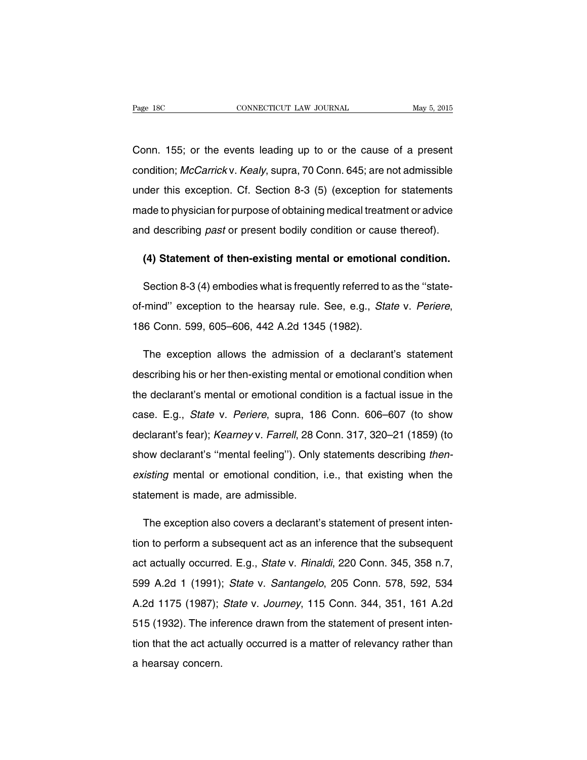Conn. 155; or the events leading up to or the cause of a present condition; *McCarrick* v. *Kealy*, supra, 70 Conn. 645; are not admissible under this exception. Cf. Section 8-3 (5) (exception for statements made to physician for purpose of obtaining medical treatment or advice and describing *past* or present bodily condition or cause thereof).

**(4) Statement of then-existing mental or emotional condition.**

Section 8-3 (4) embodies what is frequently referred to as the ''state-of-mind'' exception to the hearsay rule. See, e.g., *State* v. *Periere*, 186 Conn. 599, 605–606, 442 A.2d 1345 (1982).

The exception allows the admission of a declarant's statement describing his or her then-existing mental or emotional condition when the declarant's mental or emotional condition is a factual issue in the case. E.g., *State* v. *Periere*, supra, 186 Conn. 606–607 (to show declarant's fear); *Kearney* v. *Farrell*, 28 Conn. 317, 320–21 (1859) (to show declarant's ''mental feeling''). Only statements describing *then-existing* mental or emotional condition, i.e., that existing when the statement is made, are admissible.

The exception also covers a declarant's statement of present intention to perform a subsequent act as an inference that the subsequent act actually occurred. E.g., *State* v. *Rinaldi*, 220 Conn. 345, 358 n.7, 599 A.2d 1 (1991); *State* v. *Santangelo*, 205 Conn. 578, 592, 534 A.2d 1175 (1987); *State* v. *Journey*, 115 Conn. 344, 351, 161 A.2d 515 (1932). The inference drawn from the statement of present intention that the act actually occurred is a matter of relevancy rather than a hearsay concern.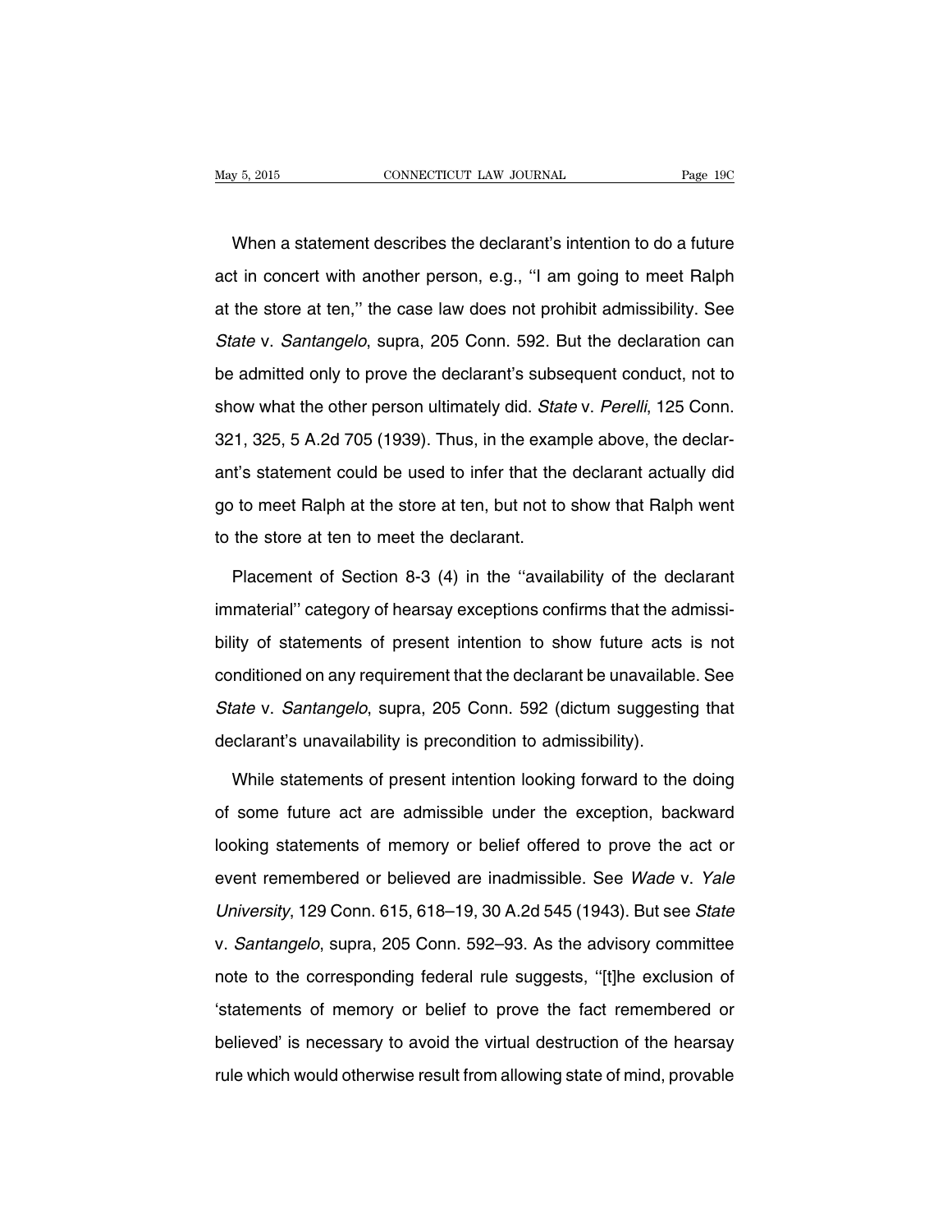When a statement describes the declarant's intention to do a future act in concert with another person, e.g., ''I am going to meet Ralph at the store at ten,'' the case law does not prohibit admissibility. See *State* v. *Santangelo*, supra, 205 Conn. 592. But the declaration can be admitted only to prove the declarant's subsequent conduct, not to show what the other person ultimately did. *State* v. *Perelli*, 125 Conn. 321, 325, 5 A.2d 705 (1939). Thus, in the example above, the declarant's statement could be used to infer that the declarant actually did go to meet Ralph at the store at ten, but not to show that Ralph went to the store at ten to meet the declarant.

Placement of Section 8-3 (4) in the ''availability of the declarant immaterial'' category of hearsay exceptions confirms that the admissibility of statements of present intention to show future acts is not conditioned on any requirement that the declarant be unavailable. See *State* v. *Santangelo*, supra, 205 Conn. 592 (dictum suggesting that declarant's unavailability is precondition to admissibility).

While statements of present intention looking forward to the doing of some future act are admissible under the exception, backward looking statements of memory or belief offered to prove the act or event remembered or believed are inadmissible. See *Wade* v. *Yale University*, 129 Conn. 615, 618–19, 30 A.2d 545 (1943). But see *State* v. *Santangelo*, supra, 205 Conn. 592–93. As the advisory committee note to the corresponding federal rule suggests, ''[t]he exclusion of 'statements of memory or belief to prove the fact remembered or believed' is necessary to avoid the virtual destruction of the hearsay rule which would otherwise result from allowing state of mind, provable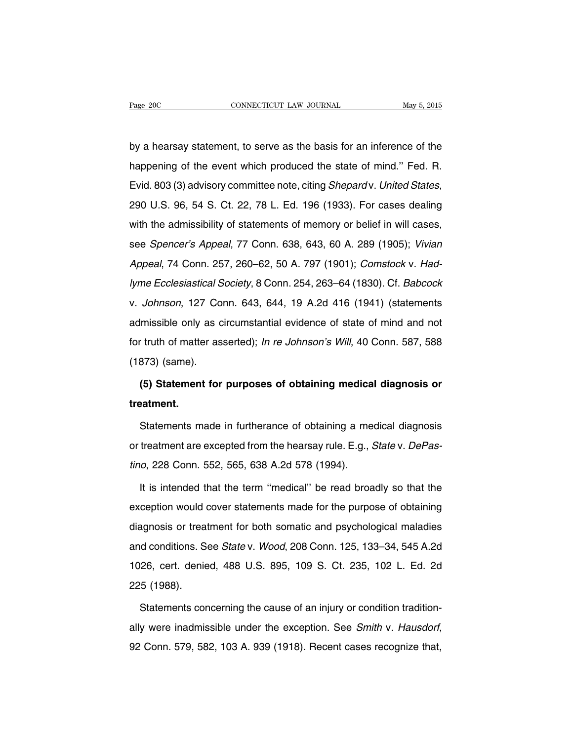by a hearsay statement, to serve as the basis for an inference of the happening of the event which produced the state of mind.'' Fed. R. Evid. 803 (3) advisory committee note, citing *Shepard* v. *United States*, 290 U.S. 96, 54 S. Ct. 22, 78 L. Ed. 196 (1933). For cases dealing with the admissibility of statements of memory or belief in will cases, see *Spencer's Appeal*, 77 Conn. 638, 643, 60 A. 289 (1905); *Vivian Appeal*, 74 Conn. 257, 260–62, 50 A. 797 (1901); *Comstock* v. *Hadlyme Ecclesiastical Society*, 8 Conn. 254, 263–64 (1830). Cf. *Babcock* v. *Johnson*, 127 Conn. 643, 644, 19 A.2d 416 (1941) (statements admissible only as circumstantial evidence of state of mind and not for truth of matter asserted); *In re Johnson's Will*, 40 Conn. 587, 588 (1873) (same).

**(5) Statement for purposes of obtaining medical diagnosis or treatment.**

Statements made in furtherance of obtaining a medical diagnosis or treatment are excepted from the hearsay rule. E.g., *State* v. *DePastino*, 228 Conn. 552, 565, 638 A.2d 578 (1994).

It is intended that the term ''medical'' be read broadly so that the exception would cover statements made for the purpose of obtaining diagnosis or treatment for both somatic and psychological maladies and conditions. See *State* v. *Wood*, 208 Conn. 125, 133–34, 545 A.2d 1026, cert. denied, 488 U.S. 895, 109 S. Ct. 235, 102 L. Ed. 2d 225 (1988).

Statements concerning the cause of an injury or condition traditionally were inadmissible under the exception. See *Smith* v. *Hausdorf*, 92 Conn. 579, 582, 103 A. 939 (1918). Recent cases recognize that,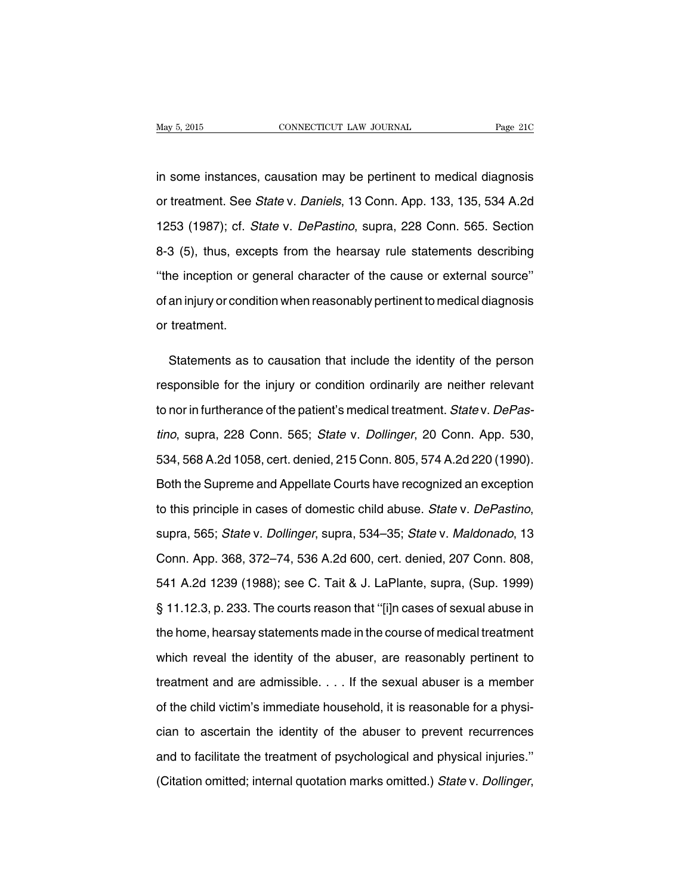in some instances, causation may be pertinent to medical diagnosis or treatment. See *State* v. *Daniels*, 13 Conn. App. 133, 135, 534 A.2d 1253 (1987); cf. *State* v. *DePastino*, supra, 228 Conn. 565. Section 8-3 (5), thus, excepts from the hearsay rule statements describing ''the inception or general character of the cause or external source'' of an injury or condition when reasonably pertinent to medical diagnosis or treatment.

Statements as to causation that include the identity of the person responsible for the injury or condition ordinarily are neither relevant to nor in furtherance of the patient's medical treatment. *State* v. *DePastino*, supra, 228 Conn. 565; *State* v. *Dollinger*, 20 Conn. App. 530, 534, 568 A.2d 1058, cert. denied, 215 Conn. 805, 574 A.2d 220 (1990). Both the Supreme and Appellate Courts have recognized an exception to this principle in cases of domestic child abuse. *State* v. *DePastino*, supra, 565; *State* v. *Dollinger*, supra, 534–35; *State* v. *Maldonado*, 13 Conn. App. 368, 372–74, 536 A.2d 600, cert. denied, 207 Conn. 808, 541 A.2d 1239 (1988); see C. Tait & J. LaPlante, supra, (Sup. 1999) § 11.12.3, p. 233. The courts reason that ''[i]n cases of sexual abuse in the home, hearsay statements made in the course of medical treatment which reveal the identity of the abuser, are reasonably pertinent to treatment and are admissible. . . . If the sexual abuser is a member of the child victim's immediate household, it is reasonable for a physician to ascertain the identity of the abuser to prevent recurrences and to facilitate the treatment of psychological and physical injuries.'' (Citation omitted; internal quotation marks omitted.) *State* v. *Dollinger*,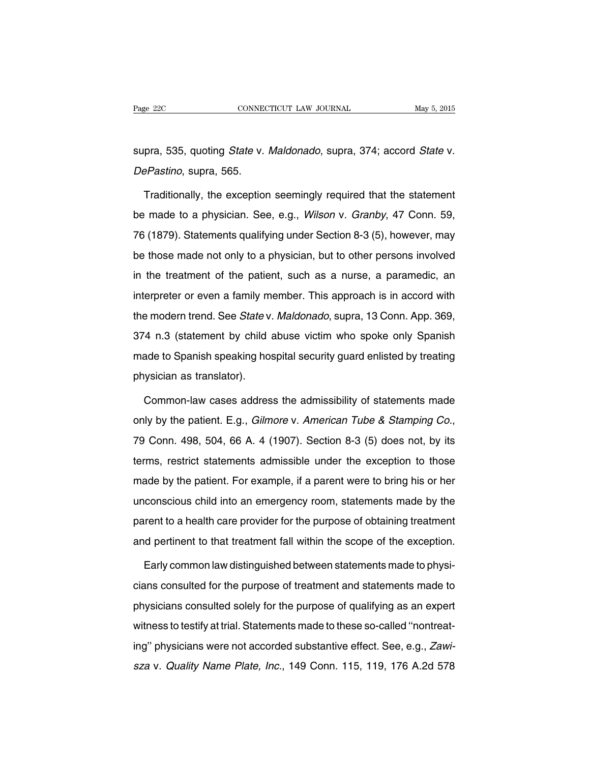supra, 535, quoting *State* v. *Maldonado*, supra, 374; accord *State* v. *DePastino*, supra, 565.

Traditionally, the exception seemingly required that the statement be made to a physician. See, e.g., *Wilson* v. *Granby*, 47 Conn. 59, 76 (1879). Statements qualifying under Section 8-3 (5), however, may be those made not only to a physician, but to other persons involved in the treatment of the patient, such as a nurse, a paramedic, an interpreter or even a family member. This approach is in accord with the modern trend. See *State* v. *Maldonado*, supra, 13 Conn. App. 369, 374 n.3 (statement by child abuse victim who spoke only Spanish made to Spanish speaking hospital security guard enlisted by treating physician as translator).

Common-law cases address the admissibility of statements made only by the patient. E.g., *Gilmore* v. *American Tube & Stamping Co.*, 79 Conn. 498, 504, 66 A. 4 (1907). Section 8-3 (5) does not, by its terms, restrict statements admissible under the exception to those made by the patient. For example, if a parent were to bring his or her unconscious child into an emergency room, statements made by the parent to a health care provider for the purpose of obtaining treatment and pertinent to that treatment fall within the scope of the exception.

Early common law distinguished between statements made to physicians consulted for the purpose of treatment and statements made to physicians consulted solely for the purpose of qualifying as an expert witness to testify at trial. Statements made to these so-called "nontreating" physicians were not accorded substantive effect. See, e.g., *Zawisza* v. *Quality Name Plate, Inc.*, 149 Conn. 115, 119, 176 A.2d 578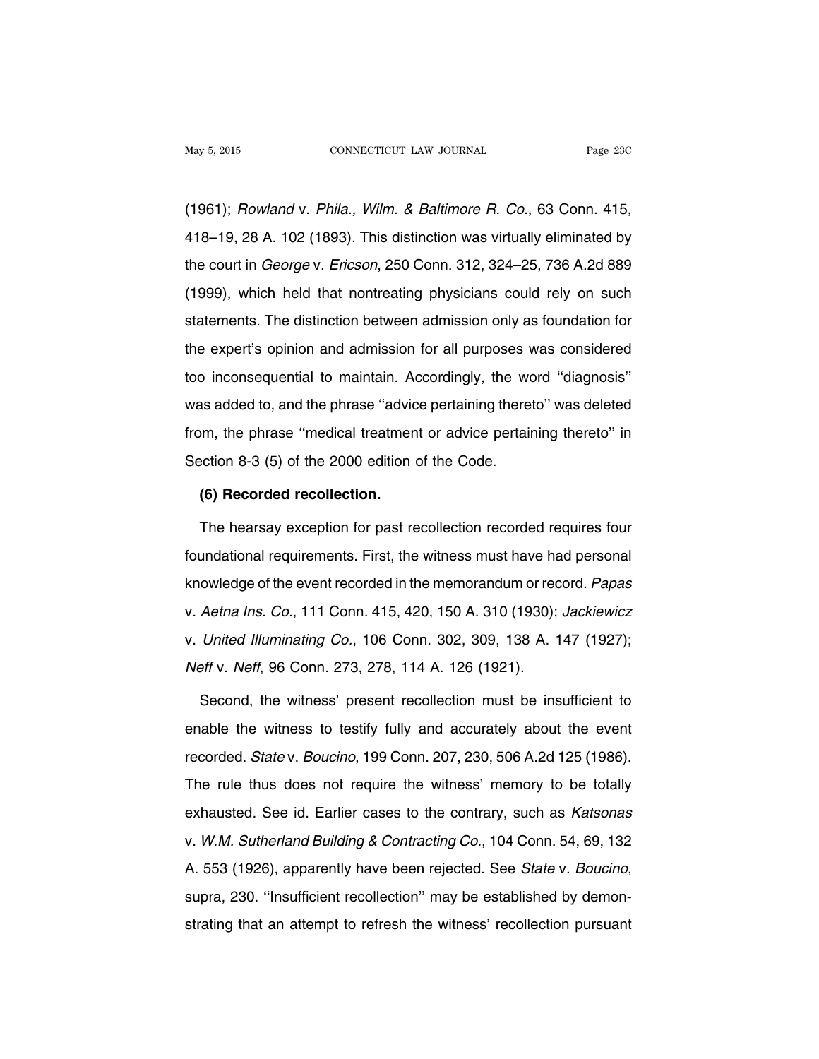(1961); *Rowland* v. *Phila., Wilm. & Baltimore R. Co.*, 63 Conn. 415, 418–19, 28 A. 102 (1893). This distinction was virtually eliminated by the court in *George* v. *Ericson*, 250 Conn. 312, 324–25, 736 A.2d 889 (1999), which held that nontreating physicians could rely on such statements. The distinction between admission only as foundation for the expert's opinion and admission for all purposes was considered too inconsequential to maintain. Accordingly, the word ''diagnosis'' was added to, and the phrase ''advice pertaining thereto'' was deleted from, the phrase ''medical treatment or advice pertaining thereto'' in Section 8-3 (5) of the 2000 edition of the Code.

**(6) Recorded recollection.**

The hearsay exception for past recollection recorded requires four foundational requirements. First, the witness must have had personal knowledge of the event recorded in the memorandum or record. *Papas* v. *Aetna Ins. Co.*, 111 Conn. 415, 420, 150 A. 310 (1930); *Jackiewicz* v. *United Illuminating Co.*, 106 Conn. 302, 309, 138 A. 147 (1927); *Neff* v. *Neff*, 96 Conn. 273, 278, 114 A. 126 (1921).

Second, the witness' present recollection must be insufficient to enable the witness to testify fully and accurately about the event recorded. *State* v. *Boucino*, 199 Conn. 207, 230, 506 A.2d 125 (1986). The rule thus does not require the witness' memory to be totally exhausted. See id. Earlier cases to the contrary, such as *Katsonas* v. *W.M. Sutherland Building & Contracting Co.*, 104 Conn. 54, 69, 132 A. 553 (1926), apparently have been rejected. See *State* v. *Boucino*, supra, 230. ''Insufficient recollection'' may be established by demonstrating that an attempt to refresh the witness' recollection pursuant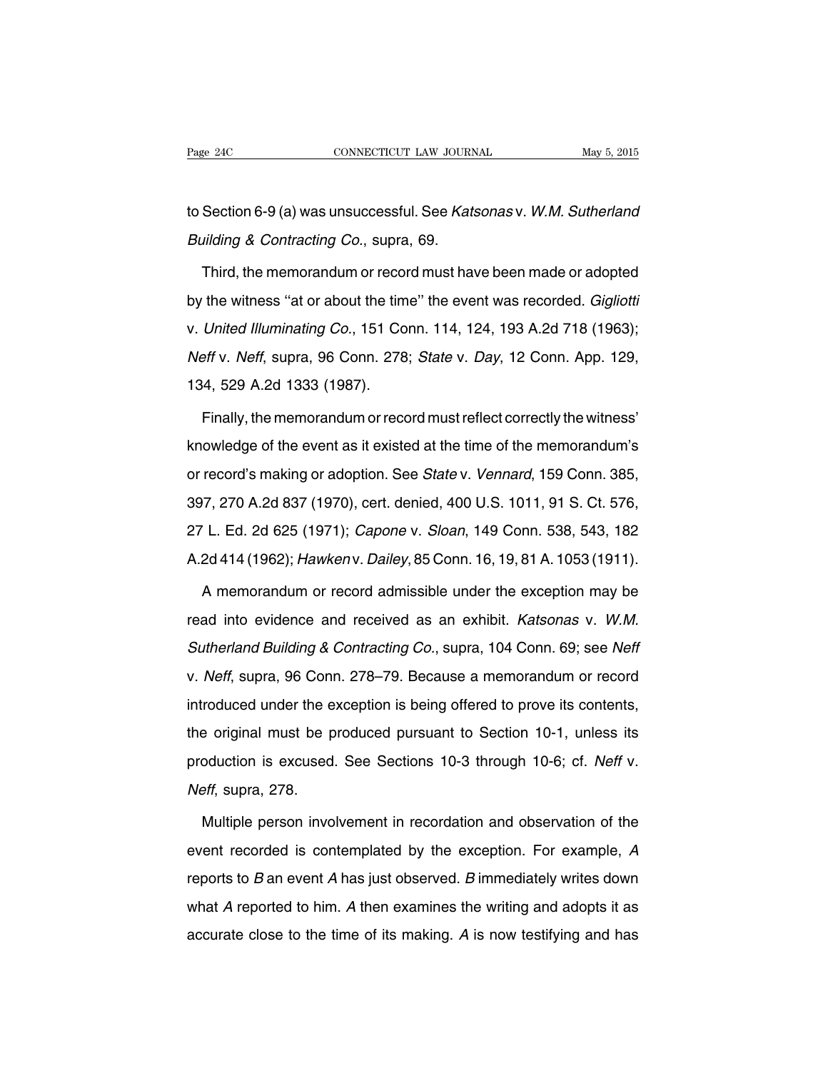to Section 6-9 (a) was unsuccessful. See *Katsonas* v. *W.M. Sutherland Building & Contracting Co.*, supra, 69.

Third, the memorandum or record must have been made or adopted by the witness "at or about the time" the event was recorded. *Gigliotti* v. *United Illuminating Co.*, 151 Conn. 114, 124, 193 A.2d 718 (1963); *Neff* v. *Neff*, supra, 96 Conn. 278; *State* v. *Day*, 12 Conn. App. 129, 134, 529 A.2d 1333 (1987).

Finally, the memorandum or record must reflect correctly the witness' knowledge of the event as it existed at the time of the memorandum's or record's making or adoption. See *State* v. *Vennard*, 159 Conn. 385, 397, 270 A.2d 837 (1970), cert. denied, 400 U.S. 1011, 91 S. Ct. 576, 27 L. Ed. 2d 625 (1971); *Capone* v. *Sloan*, 149 Conn. 538, 543, 182 A.2d 414 (1962); *Hawken* v. *Dailey*, 85 Conn. 16, 19, 81 A. 1053 (1911).

A memorandum or record admissible under the exception may be read into evidence and received as an exhibit. *Katsonas* v. *W.M. Sutherland Building & Contracting Co.*, supra, 104 Conn. 69; see *Neff* v. *Neff*, supra, 96 Conn. 278–79. Because a memorandum or record introduced under the exception is being offered to prove its contents, the original must be produced pursuant to Section 10-1, unless its production is excused. See Sections 10-3 through 10-6; cf. *Neff* v. *Neff*, supra, 278.

Multiple person involvement in recordation and observation of the event recorded is contemplated by the exception. For example, *A* reports to *B* an event *A* has just observed. *B* immediately writes down what *A* reported to him. *A* then examines the writing and adopts it as accurate close to the time of its making. *A* is now testifying and has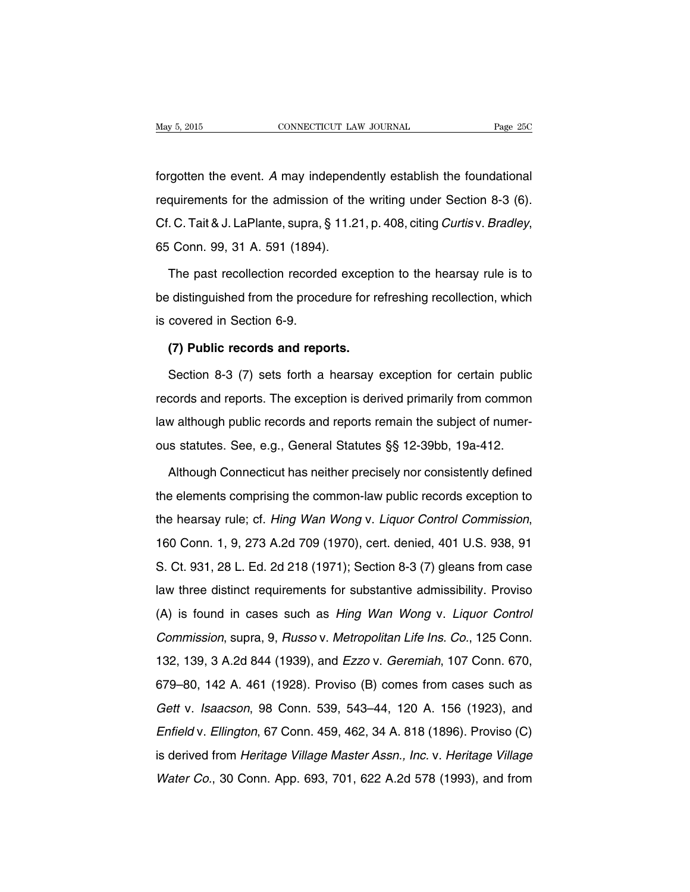forgotten the event. *A* may independently establish the foundational requirements for the admission of the writing under Section 8-3 (6). Cf. C. Tait & J. LaPlante, supra, § 11.21, p. 408, citing *Curtis* v. *Bradley*, 65 Conn. 99, 31 A. 591 (1894).

The past recollection recorded exception to the hearsay rule is to be distinguished from the procedure for refreshing recollection, which is covered in Section 6-9.

**(7) Public records and reports.**

Section 8-3 (7) sets forth a hearsay exception for certain public records and reports. The exception is derived primarily from common law although public records and reports remain the subject of numerous statutes. See, e.g., General Statutes §§ 12-39bb, 19a-412.

Although Connecticut has neither precisely nor consistently defined the elements comprising the common-law public records exception to the hearsay rule; cf. *Hing Wan Wong* v. *Liquor Control Commission*, 160 Conn. 1, 9, 273 A.2d 709 (1970), cert. denied, 401 U.S. 938, 91 S. Ct. 931, 28 L. Ed. 2d 218 (1971); Section 8-3 (7) gleans from case law three distinct requirements for substantive admissibility. Proviso (A) is found in cases such as *Hing Wan Wong* v. *Liquor Control Commission*, supra, 9, *Russo* v. *Metropolitan Life Ins. Co.*, 125 Conn. 132, 139, 3 A.2d 844 (1939), and *Ezzo* v. *Geremiah*, 107 Conn. 670, 679–80, 142 A. 461 (1928). Proviso (B) comes from cases such as *Gett* v. *Isaacson*, 98 Conn. 539, 543–44, 120 A. 156 (1923), and *Enfield* v. *Ellington*, 67 Conn. 459, 462, 34 A. 818 (1896). Proviso (C) is derived from *Heritage Village Master Assn., Inc.* v. *Heritage Village Water Co.*, 30 Conn. App. 693, 701, 622 A.2d 578 (1993), and from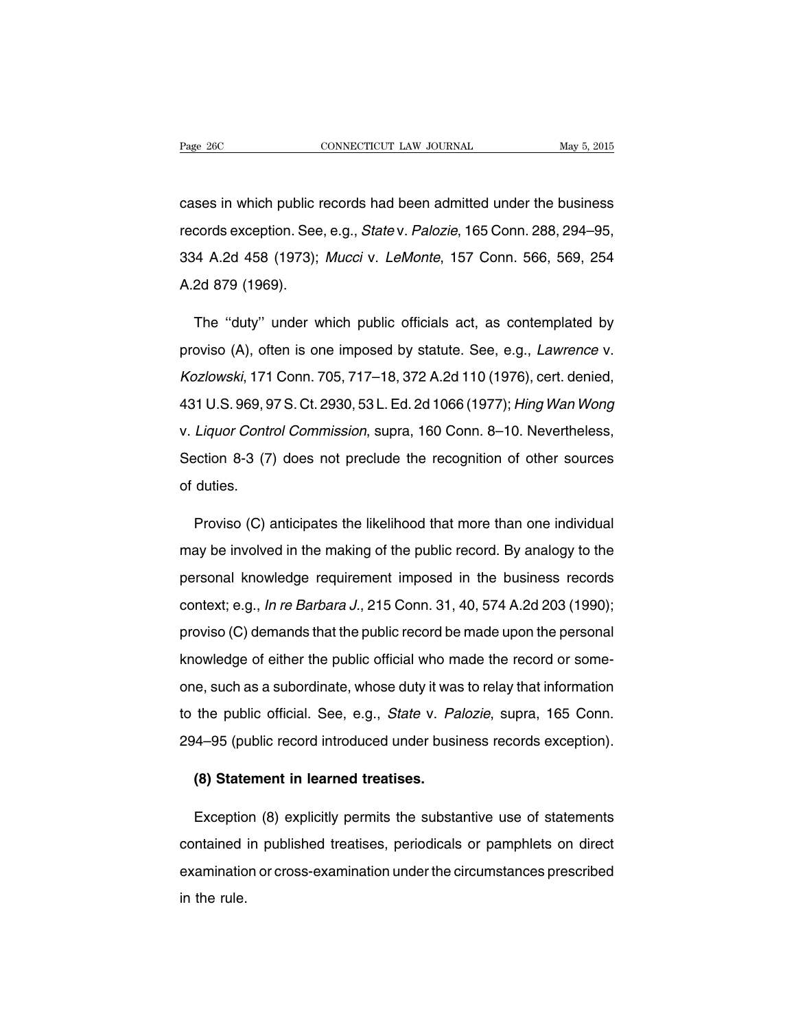cases in which public records had been admitted under the business records exception. See, e.g., *State* v. *Palozie*, 165 Conn. 288, 294–95, 334 A.2d 458 (1973); *Mucci* v. *LeMonte*, 157 Conn. 566, 569, 254 A.2d 879 (1969).

The ''duty'' under which public officials act, as contemplated by proviso (A), often is one imposed by statute. See, e.g., *Lawrence* v. *Kozlowski*, 171 Conn. 705, 717–18, 372 A.2d 110 (1976), cert. denied, 431 U.S. 969, 97 S. Ct. 2930, 53 L. Ed. 2d 1066 (1977); *Hing Wan Wong* v. *Liquor Control Commission*, supra, 160 Conn. 8–10. Nevertheless, Section 8-3 (7) does not preclude the recognition of other sources of duties.

Proviso (C) anticipates the likelihood that more than one individual may be involved in the making of the public record. By analogy to the personal knowledge requirement imposed in the business records context; e.g., *In re Barbara J.*, 215 Conn. 31, 40, 574 A.2d 203 (1990); proviso (C) demands that the public record be made upon the personal knowledge of either the public official who made the record or someone, such as a subordinate, whose duty it was to relay that information to the public official. See, e.g., *State* v. *Palozie*, supra, 165 Conn. 294–95 (public record introduced under business records exception).

**(8) Statement in learned treatises.**

Exception (8) explicitly permits the substantive use of statements contained in published treatises, periodicals or pamphlets on direct examination or cross-examination under the circumstances prescribed in the rule.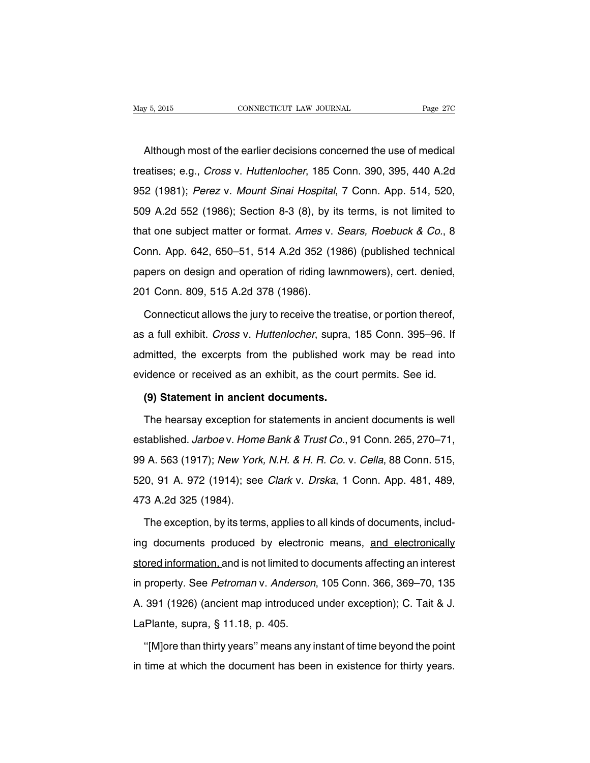Although most of the earlier decisions concerned the use of medical treatises; e.g., *Cross* v. *Huttenlocher*, 185 Conn. 390, 395, 440 A.2d 952 (1981); *Perez* v. *Mount Sinai Hospital*, 7 Conn. App. 514, 520, 509 A.2d 552 (1986); Section 8-3 (8), by its terms, is not limited to that one subject matter or format. *Ames* v. *Sears, Roebuck & Co.*, 8 Conn. App. 642, 650–51, 514 A.2d 352 (1986) (published technical papers on design and operation of riding lawnmowers), cert. denied, 201 Conn. 809, 515 A.2d 378 (1986).

Connecticut allows the jury to receive the treatise, or portion thereof, as a full exhibit. *Cross* v. *Huttenlocher*, supra, 185 Conn. 395–96. If admitted, the excerpts from the published work may be read into evidence or received as an exhibit, as the court permits. See id.

**(9) Statement in ancient documents.**

The hearsay exception for statements in ancient documents is well established. *Jarboe* v. *Home Bank & Trust Co.*, 91 Conn. 265, 270–71, 99 A. 563 (1917); *New York, N.H. & H. R. Co.* v. *Cella*, 88 Conn. 515, 520, 91 A. 972 (1914); see *Clark* v. *Drska*, 1 Conn. App. 481, 489, 473 A.2d 325 (1984).

The exception, by its terms, applies to all kinds of documents, including documents produced by electronic means, <u>and electronically stored information,</u> and is not limited to documents affecting an interest in property. See *Petroman* v. *Anderson*, 105 Conn. 366, 369–70, 135 A. 391 (1926) (ancient map introduced under exception); C. Tait & J. LaPlante, supra, § 11.18, p. 405.

"[M]ore than thirty years" means any instant of time beyond the point in time at which the document has been in existence for thirty years.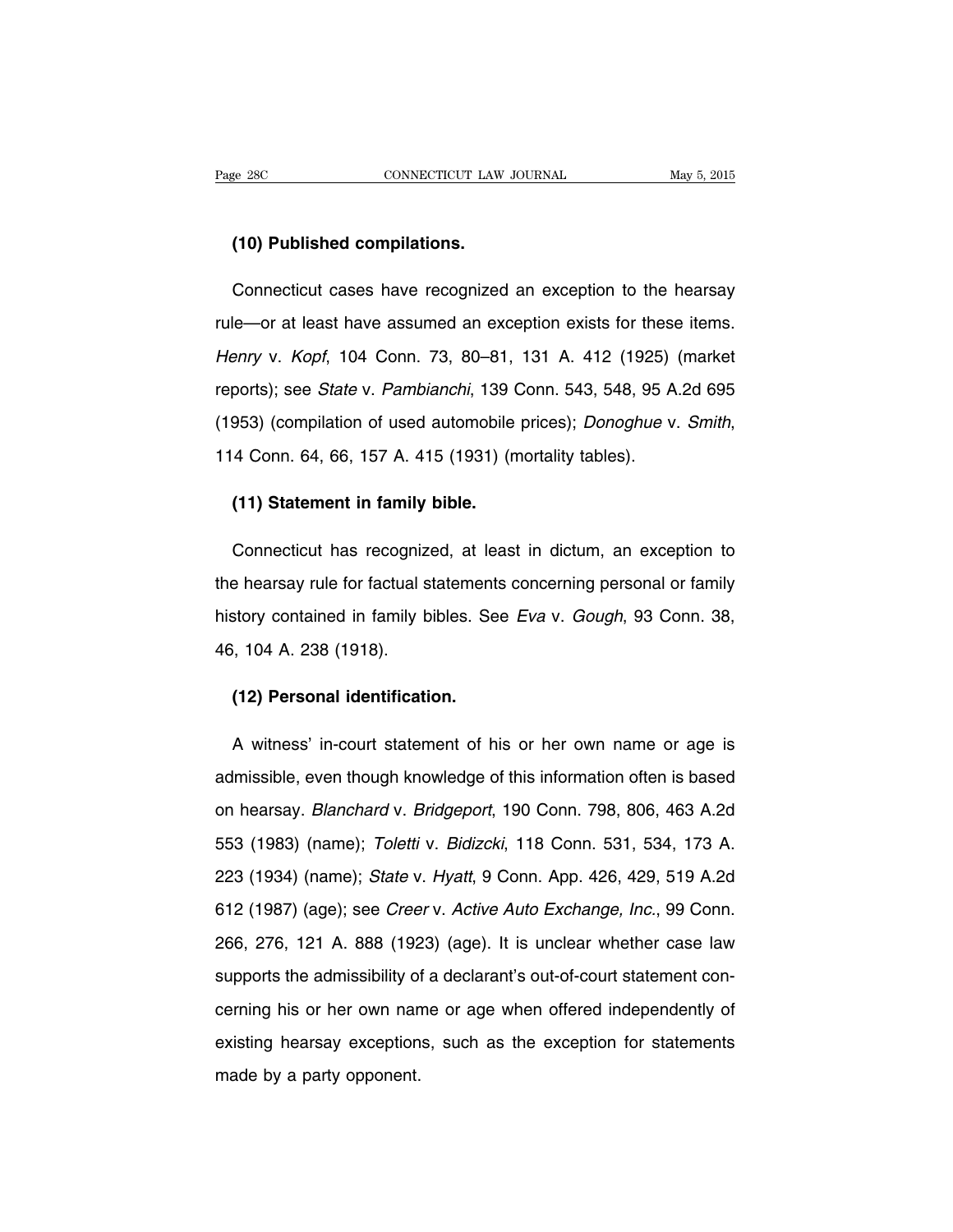**(10) Published compilations.**

Connecticut cases have recognized an exception to the hearsay rule—or at least have assumed an exception exists for these items. *Henry* v. *Kopf*, 104 Conn. 73, 80–81, 131 A. 412 (1925) (market reports); see *State* v. *Pambianchi*, 139 Conn. 543, 548, 95 A.2d 695 (1953) (compilation of used automobile prices); *Donoghue* v. *Smith*, 114 Conn. 64, 66, 157 A. 415 (1931) (mortality tables).

**(11) Statement in family bible.**

Connecticut has recognized, at least in dictum, an exception to the hearsay rule for factual statements concerning personal or family history contained in family bibles. See *Eva* v. *Gough*, 93 Conn. 38, 46, 104 A. 238 (1918).

**(12) Personal identification.**

A witness' in-court statement of his or her own name or age is admissible, even though knowledge of this information often is based on hearsay. *Blanchard* v. *Bridgeport*, 190 Conn. 798, 806, 463 A.2d 553 (1983) (name); *Toletti* v. *Bidizcki*, 118 Conn. 531, 534, 173 A. 223 (1934) (name); *State* v. *Hyatt*, 9 Conn. App. 426, 429, 519 A.2d 612 (1987) (age); see *Creer* v. *Active Auto Exchange, Inc.*, 99 Conn. 266, 276, 121 A. 888 (1923) (age). It is unclear whether case law supports the admissibility of a declarant's out-of-court statement concerning his or her own name or age when offered independently of existing hearsay exceptions, such as the exception for statements made by a party opponent.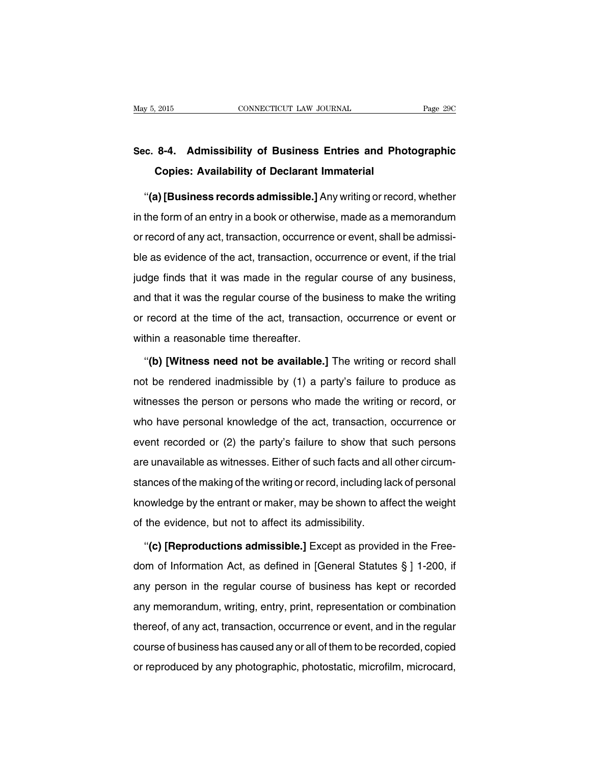## Sec. 8-4. Admissibility of Business Entries and Photographic Copies: Availability of Declarant Immaterial

"**(a) [Business records admissible.]** Any writing or record, whether in the form of an entry in a book or otherwise, made as a memorandum or record of any act, transaction, occurrence or event, shall be admissible as evidence of the act, transaction, occurrence or event, if the trial judge finds that it was made in the regular course of any business, and that it was the regular course of the business to make the writing or record at the time of the act, transaction, occurrence or event or within a reasonable time thereafter.

"**(b) [Witness need not be available.]** The writing or record shall not be rendered inadmissible by (1) a party's failure to produce as witnesses the person or persons who made the writing or record, or who have personal knowledge of the act, transaction, occurrence or event recorded or (2) the party's failure to show that such persons are unavailable as witnesses. Either of such facts and all other circumstances of the making of the writing or record, including lack of personal knowledge by the entrant or maker, may be shown to affect the weight of the evidence, but not to affect its admissibility.

"**(c) [Reproductions admissible.]** Except as provided in the Freedom of Information Act, as defined in [General Statutes § ] 1-200, if any person in the regular course of business has kept or recorded any memorandum, writing, entry, print, representation or combination thereof, of any act, transaction, occurrence or event, and in the regular course of business has caused any or all of them to be recorded, copied or reproduced by any photographic, photostatic, microfilm, microcard,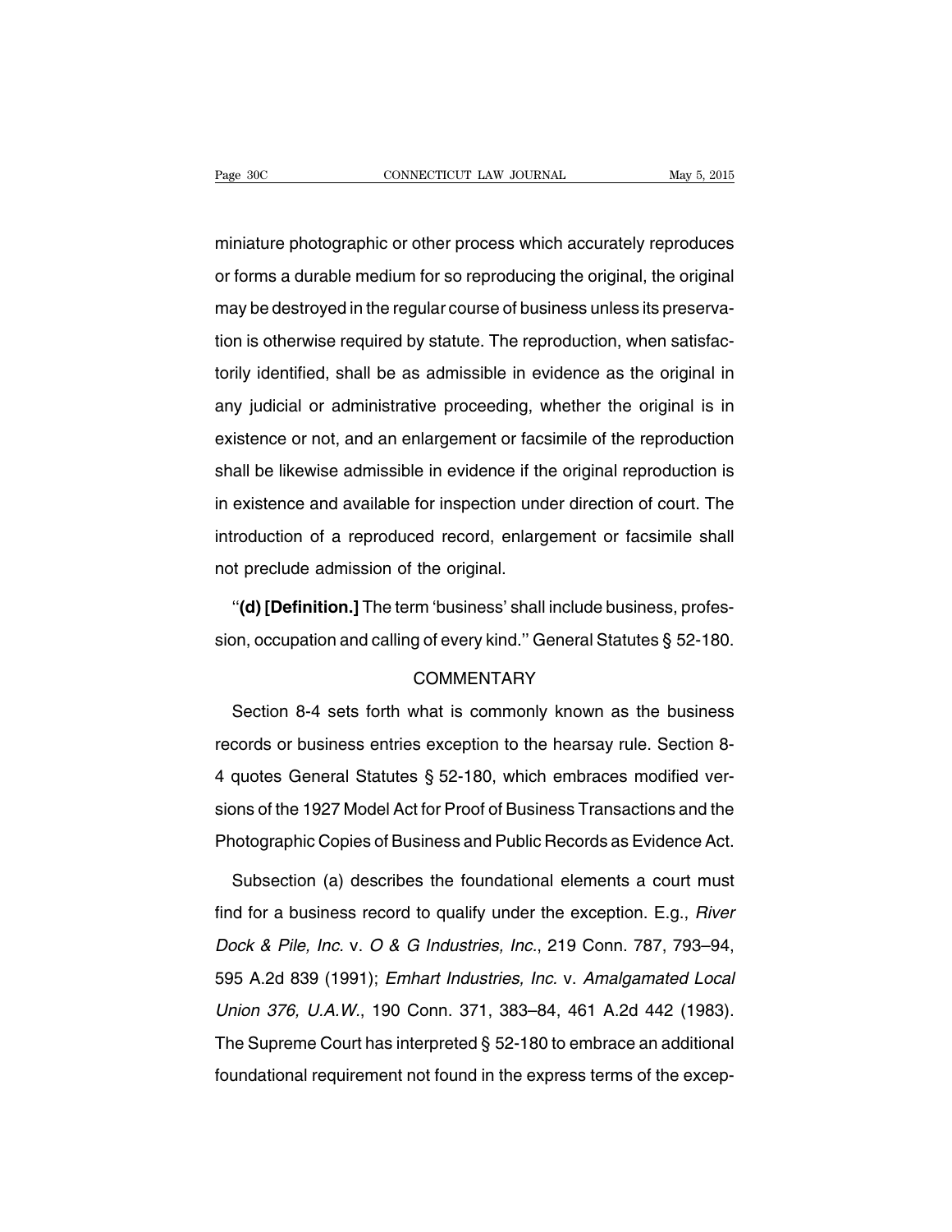miniature photographic or other process which accurately reproduces or forms a durable medium for so reproducing the original, the original may be destroyed in the regular course of business unless its preservation is otherwise required by statute. The reproduction, when satisfactorily identified, shall be as admissible in evidence as the original in any judicial or administrative proceeding, whether the original is in existence or not, and an enlargement or facsimile of the reproduction shall be likewise admissible in evidence if the original reproduction is in existence and available for inspection under direction of court. The introduction of a reproduced record, enlargement or facsimile shall not preclude admission of the original.

''**(d) [Definition.]** The term 'business' shall include business, profession, occupation and calling of every kind.'' General Statutes § 52-180.

COMMENTARY

Section 8-4 sets forth what is commonly known as the business records or business entries exception to the hearsay rule. Section 8-4 quotes General Statutes § 52-180, which embraces modified versions of the 1927 Model Act for Proof of Business Transactions and the Photographic Copies of Business and Public Records as Evidence Act.

Subsection (a) describes the foundational elements a court must find for a business record to qualify under the exception. E.g., *River Dock & Pile, Inc.* v. *O & G Industries, Inc.*, 219 Conn. 787, 793–94, 595 A.2d 839 (1991); *Emhart Industries, Inc.* v. *Amalgamated Local Union 376, U.A.W.*, 190 Conn. 371, 383–84, 461 A.2d 442 (1983). The Supreme Court has interpreted § 52-180 to embrace an additional foundational requirement not found in the express terms of the excep-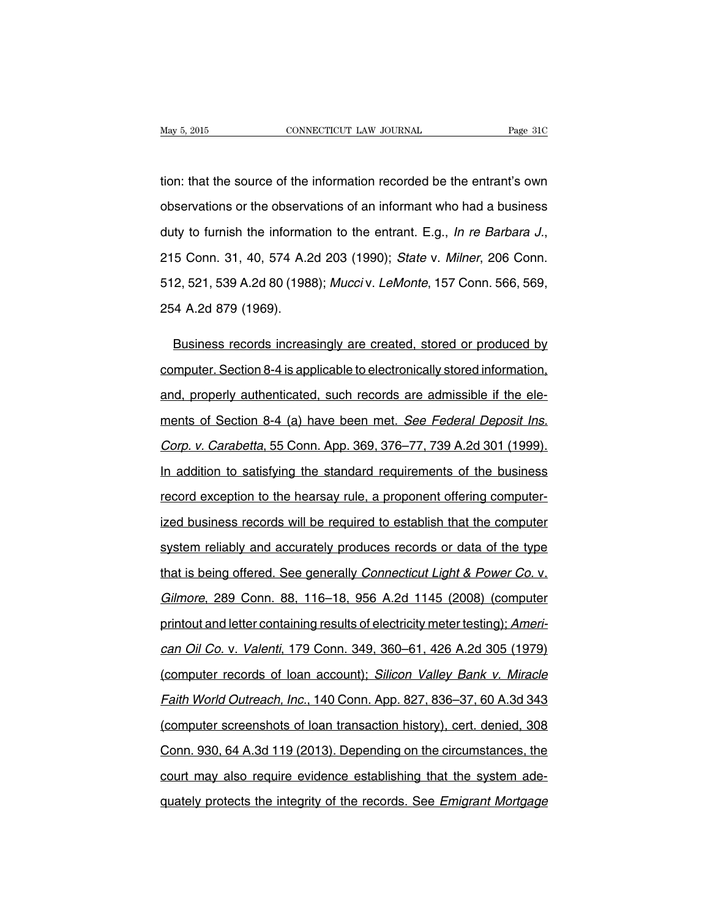tion: that the source of the information recorded be the entrant's own observations or the observations of an informant who had a business duty to furnish the information to the entrant. E.g., *In re Barbara J.*, 215 Conn. 31, 40, 574 A.2d 203 (1990); *State* v. *Milner*, 206 Conn. 512, 521, 539 A.2d 80 (1988); *Mucci* v. *LeMonte*, 157 Conn. 566, 569, 254 A.2d 879 (1969).

<u>Business records increasingly are created, stored or produced by computer. Section 8-4 is applicable to electronically stored information, and, properly authenticated, such records are admissible if the elements of Section 8-4 (a) have been met. *See Federal Deposit Ins. Corp. v. Carabetta*, 55 Conn. App. 369, 376–77, 739 A.2d 301 (1999). In addition to satisfying the standard requirements of the business record exception to the hearsay rule, a proponent offering computerized business records will be required to establish that the computer system reliably and accurately produces records or data of the type that is being offered. See generally *Connecticut Light & Power Co.* v. *Gilmore*, 289 Conn. 88, 116–18, 956 A.2d 1145 (2008) (computer printout and letter containing results of electricity meter testing); *American Oil Co.* v. *Valenti*, 179 Conn. 349, 360–61, 426 A.2d 305 (1979) (computer records of loan account); *Silicon Valley Bank v. Miracle Faith World Outreach, Inc.*, 140 Conn. App. 827, 836–37, 60 A.3d 343 (computer screenshots of loan transaction history), cert. denied, 308 Conn. 930, 64 A.3d 119 (2013). Depending on the circumstances, the court may also require evidence establishing that the system adequately protects the integrity of the records. See *Emigrant Mortgage*</u>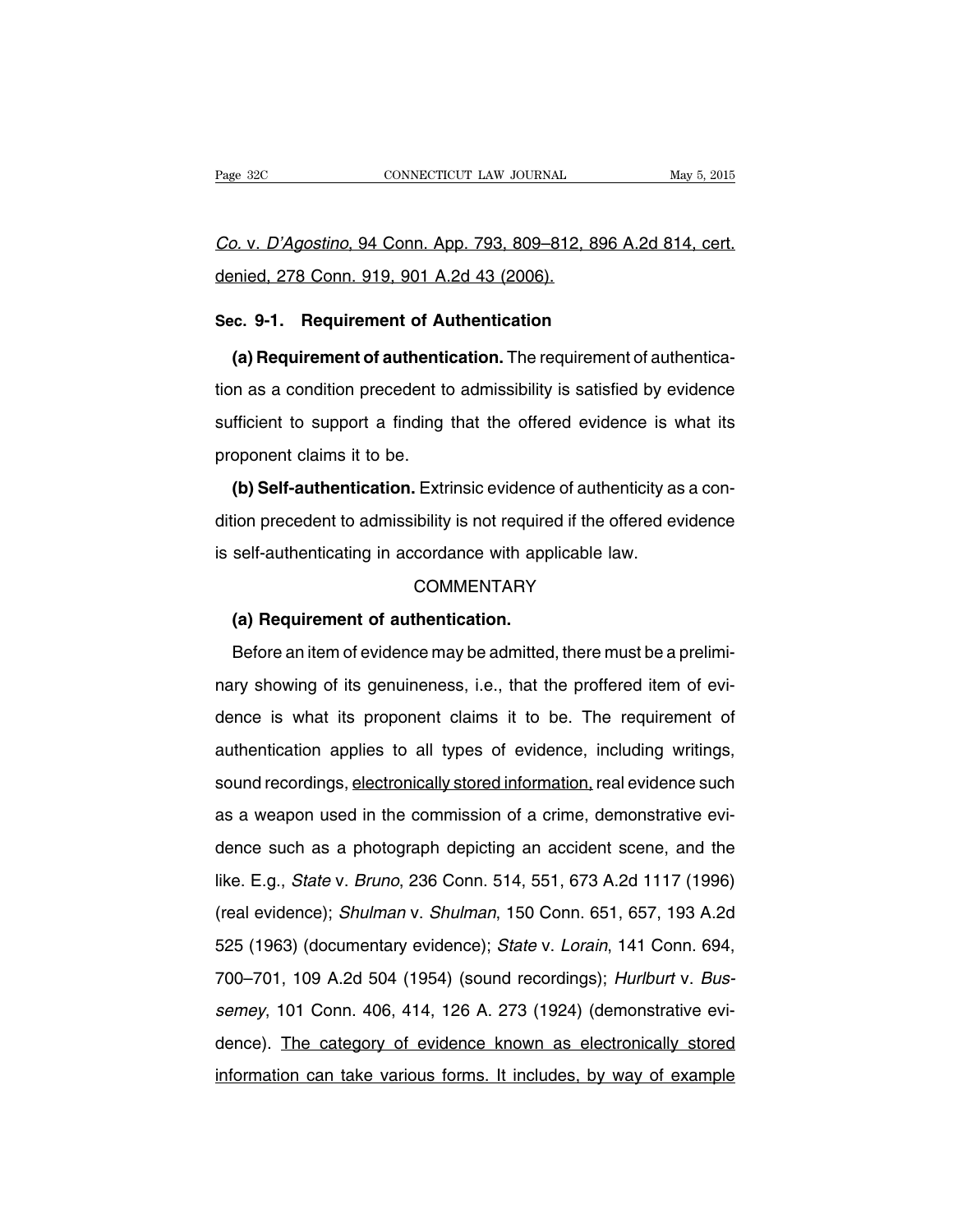*Co.* v. *D'Agostino*, 94 Conn. App. 793, 809–812, 896 A.2d 814, cert. denied, 278 Conn. 919, 901 A.2d 43 (2006).

## Sec. 9-1. Requirement of Authentication

**(a) Requirement of authentication.** The requirement of authentication as a condition precedent to admissibility is satisfied by evidence sufficient to support a finding that the offered evidence is what its proponent claims it to be.

**(b) Self-authentication.** Extrinsic evidence of authenticity as a condition precedent to admissibility is not required if the offered evidence is self-authenticating in accordance with applicable law.

### COMMENTARY

**(a) Requirement of authentication.**

Before an item of evidence may be admitted, there must be a preliminary showing of its genuineness, i.e., that the proffered item of evidence is what its proponent claims it to be. The requirement of authentication applies to all types of evidence, including writings, sound recordings, electronically stored information, real evidence such as a weapon used in the commission of a crime, demonstrative evidence such as a photograph depicting an accident scene, and the like. E.g., *State* v. *Bruno*, 236 Conn. 514, 551, 673 A.2d 1117 (1996) (real evidence); *Shulman* v. *Shulman*, 150 Conn. 651, 657, 193 A.2d 525 (1963) (documentary evidence); *State* v. *Lorain*, 141 Conn. 694, 700–701, 109 A.2d 504 (1954) (sound recordings); *Hurlburt* v. *Bussemey*, 101 Conn. 406, 414, 126 A. 273 (1924) (demonstrative evidence). The category of evidence known as electronically stored information can take various forms. It includes, by way of example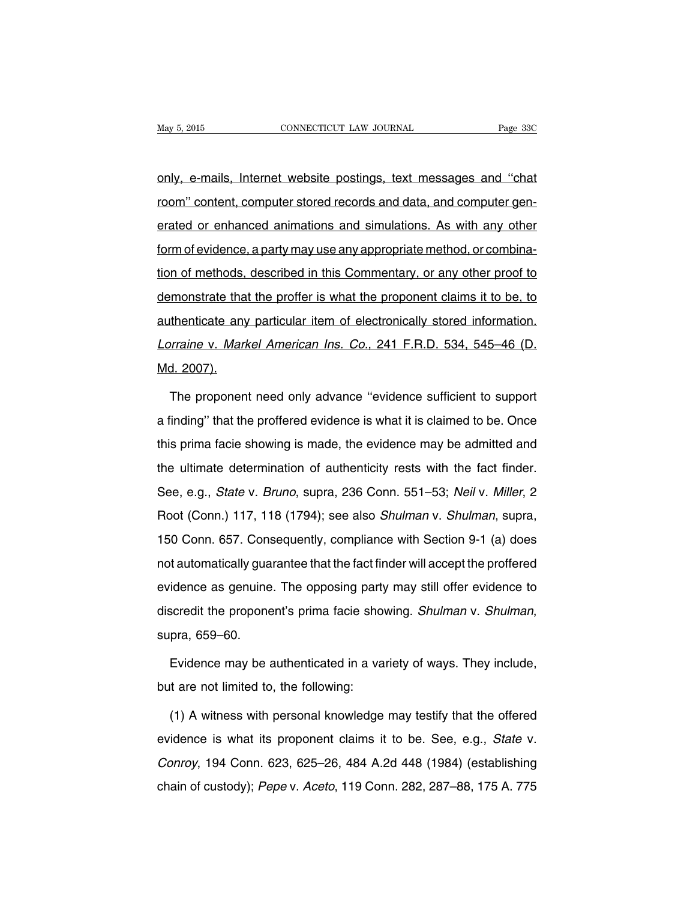only, e-mails, Internet website postings, text messages and "chat room" content, computer stored records and data, and computer generated or enhanced animations and simulations. As with any other form of evidence, a party may use any appropriate method, or combination of methods, described in this Commentary, or any other proof to demonstrate that the proffer is what the proponent claims it to be, to authenticate any particular item of electronically stored information. *Lorraine* v. *Markel American Ins. Co.*, 241 F.R.D. 534, 545–46 (D. Md. 2007).

The proponent need only advance "evidence sufficient to support a finding" that the proffered evidence is what it is claimed to be. Once this prima facie showing is made, the evidence may be admitted and the ultimate determination of authenticity rests with the fact finder. See, e.g., *State* v. *Bruno*, supra, 236 Conn. 551–53; *Neil* v. *Miller*, 2 Root (Conn.) 117, 118 (1794); see also *Shulman* v. *Shulman*, supra, 150 Conn. 657. Consequently, compliance with Section 9-1 (a) does not automatically guarantee that the fact finder will accept the proffered evidence as genuine. The opposing party may still offer evidence to discredit the proponent's prima facie showing. *Shulman* v. *Shulman*, supra, 659–60.

Evidence may be authenticated in a variety of ways. They include, but are not limited to, the following:

(1) A witness with personal knowledge may testify that the offered evidence is what its proponent claims it to be. See, e.g., *State* v. *Conroy*, 194 Conn. 623, 625–26, 484 A.2d 448 (1984) (establishing chain of custody); *Pepe* v. *Aceto*, 119 Conn. 282, 287–88, 175 A. 775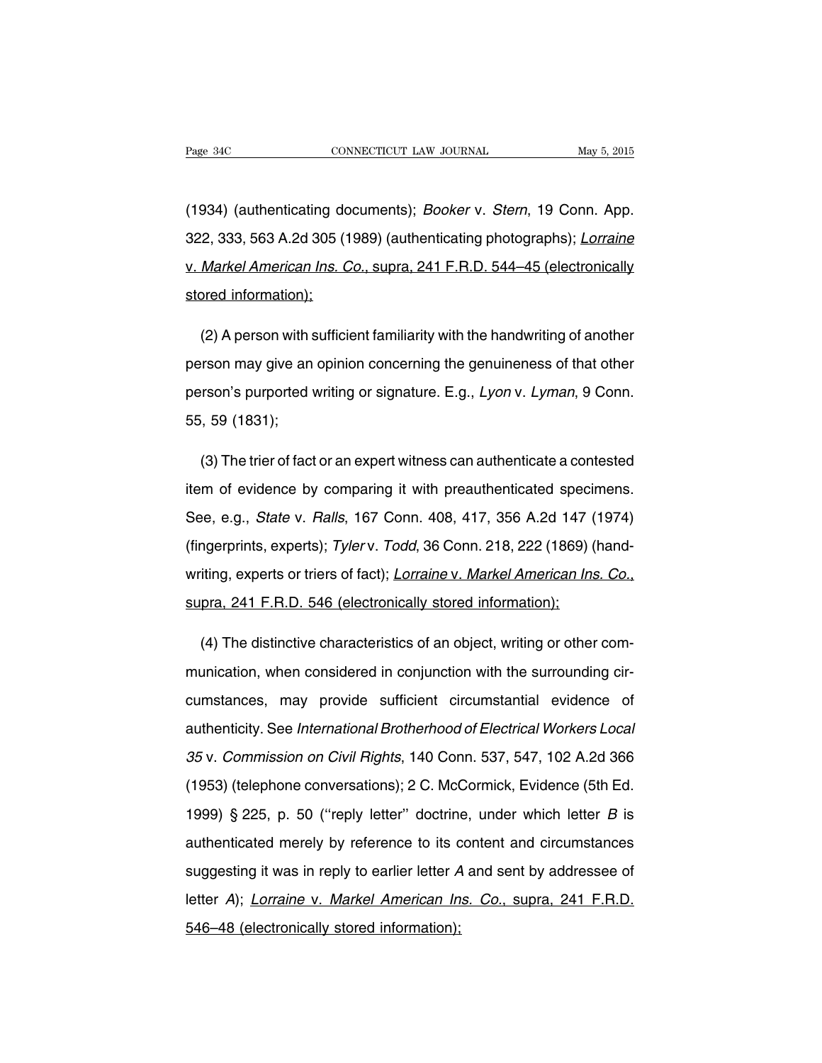(1934) (authenticating documents); *Booker* v. *Stern*, 19 Conn. App. 322, 333, 563 A.2d 305 (1989) (authenticating photographs); *Lorraine* v. *Markel American Ins. Co.*, supra, 241 F.R.D. 544–45 (electronically stored information);

(2) A person with sufficient familiarity with the handwriting of another person may give an opinion concerning the genuineness of that other person's purported writing or signature. E.g., *Lyon* v. *Lyman*, 9 Conn. 55, 59 (1831);

(3) The trier of fact or an expert witness can authenticate a contested item of evidence by comparing it with preauthenticated specimens. See, e.g., *State* v. *Ralls*, 167 Conn. 408, 417, 356 A.2d 147 (1974) (fingerprints, experts); *Tyler* v. *Todd*, 36 Conn. 218, 222 (1869) (handwriting, experts or triers of fact); *Lorraine* v. *Markel American Ins. Co.*, supra, 241 F.R.D. 546 (electronically stored information);

(4) The distinctive characteristics of an object, writing or other communication, when considered in conjunction with the surrounding circumstances, may provide sufficient circumstantial evidence of authenticity. See *International Brotherhood of Electrical Workers Local 35* v. *Commission on Civil Rights*, 140 Conn. 537, 547, 102 A.2d 366 (1953) (telephone conversations); 2 C. McCormick, Evidence (5th Ed. 1999) § 225, p. 50 (''reply letter'' doctrine, under which letter *B* is authenticated merely by reference to its content and circumstances suggesting it was in reply to earlier letter *A* and sent by addressee of letter *A*); *Lorraine* v. *Markel American Ins. Co.*, supra, 241 F.R.D. 546–48 (electronically stored information);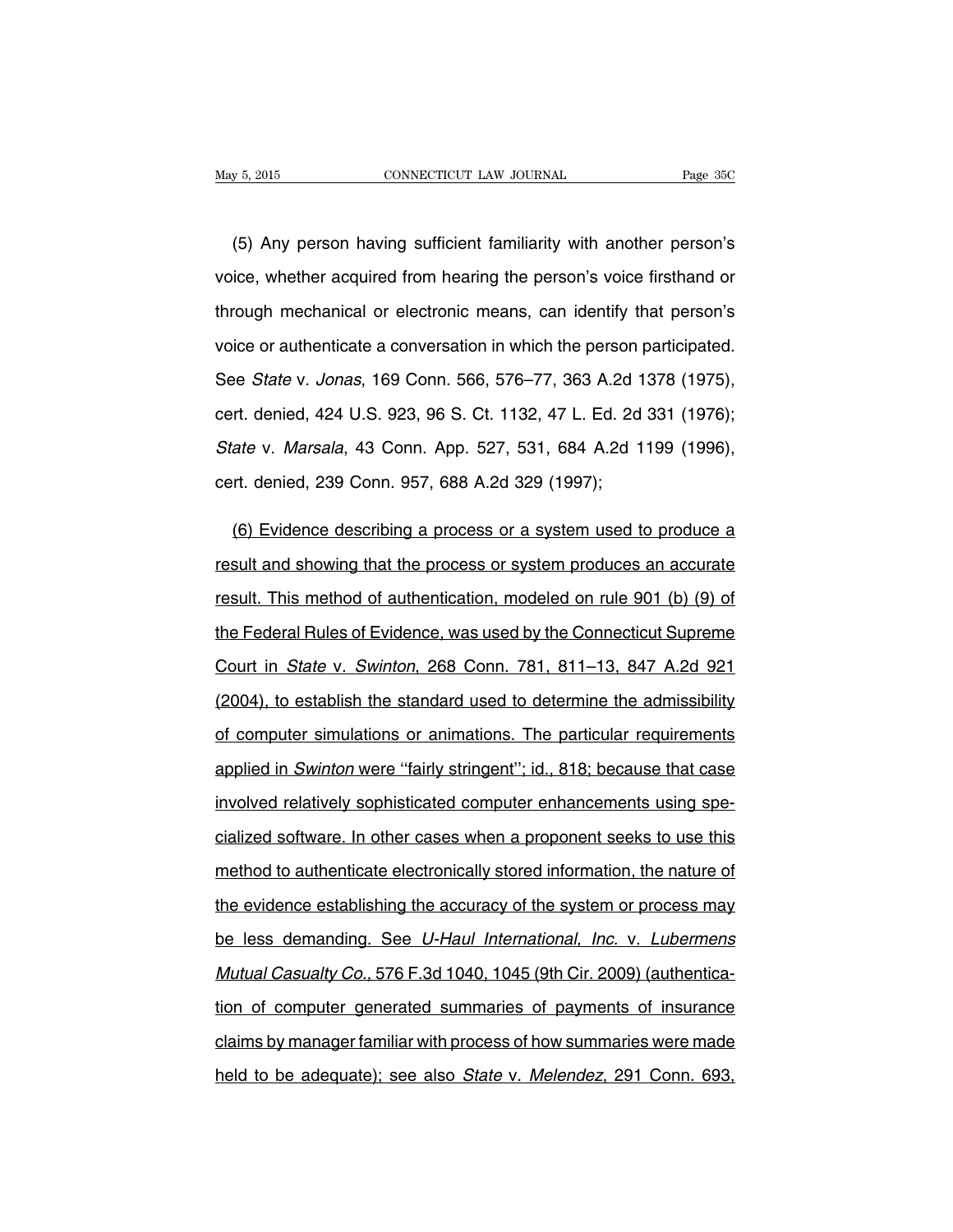(5) Any person having sufficient familiarity with another person's voice, whether acquired from hearing the person's voice firsthand or through mechanical or electronic means, can identify that person's voice or authenticate a conversation in which the person participated. See *State* v. *Jonas*, 169 Conn. 566, 576–77, 363 A.2d 1378 (1975), cert. denied, 424 U.S. 923, 96 S. Ct. 1132, 47 L. Ed. 2d 331 (1976); *State* v. *Marsala*, 43 Conn. App. 527, 531, 684 A.2d 1199 (1996), cert. denied, 239 Conn. 957, 688 A.2d 329 (1997);

<u>(6) Evidence describing a process or a system used to produce a result and showing that the process or system produces an accurate result. This method of authentication, modeled on rule 901 (b) (9) of the Federal Rules of Evidence, was used by the Connecticut Supreme Court in *State* v. *Swinton*, 268 Conn. 781, 811–13, 847 A.2d 921 (2004), to establish the standard used to determine the admissibility of computer simulations or animations. The particular requirements applied in *Swinton* were "fairly stringent"; id., 818; because that case involved relatively sophisticated computer enhancements using specialized software. In other cases when a proponent seeks to use this method to authenticate electronically stored information, the nature of the evidence establishing the accuracy of the system or process may be less demanding. See *U-Haul International, Inc.* v. *Lubermens Mutual Casualty Co.*, 576 F.3d 1040, 1045 (9th Cir. 2009) (authentication of computer generated summaries of payments of insurance claims by manager familiar with process of how summaries were made held to be adequate); see also *State* v. *Melendez*, 291 Conn. 693,</u>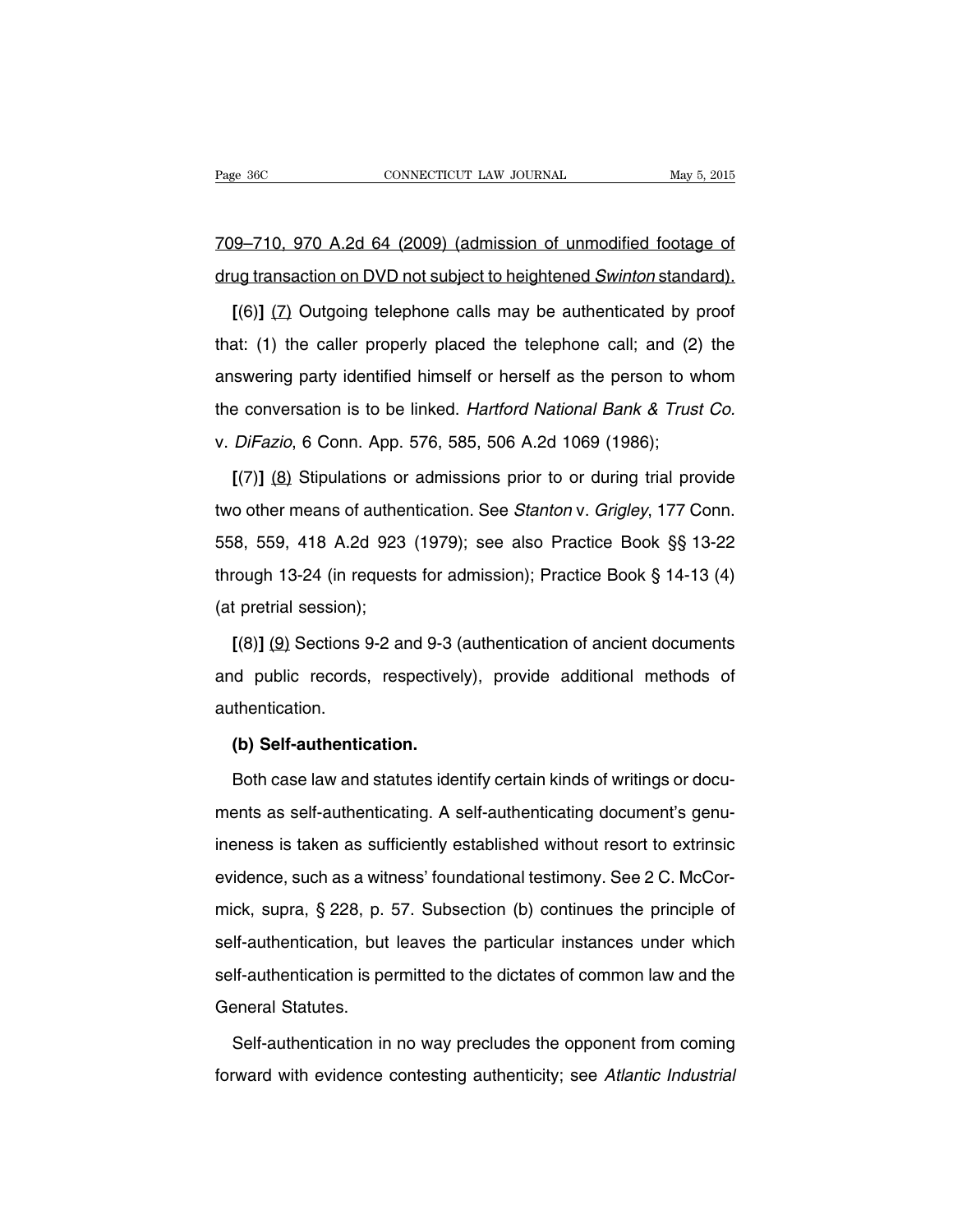709–710, 970 A.2d 64 (2009) (admission of unmodified footage of drug transaction on DVD not subject to heightened *Swinton* standard).

**[**(6)**]** (7) Outgoing telephone calls may be authenticated by proof that: (1) the caller properly placed the telephone call; and (2) the answering party identified himself or herself as the person to whom the conversation is to be linked. *Hartford National Bank & Trust Co.* v. *DiFazio*, 6 Conn. App. 576, 585, 506 A.2d 1069 (1986);

**[**(7)**]** (8) Stipulations or admissions prior to or during trial provide two other means of authentication. See *Stanton* v. *Grigley*, 177 Conn. 558, 559, 418 A.2d 923 (1979); see also Practice Book §§ 13-22 through 13-24 (in requests for admission); Practice Book § 14-13 (4) (at pretrial session);

**[**(8)**]** (9) Sections 9-2 and 9-3 (authentication of ancient documents and public records, respectively), provide additional methods of authentication.

**(b) Self-authentication.**

Both case law and statutes identify certain kinds of writings or documents as self-authenticating. A self-authenticating document's genuineness is taken as sufficiently established without resort to extrinsic evidence, such as a witness' foundational testimony. See 2 C. McCormick, supra, § 228, p. 57. Subsection (b) continues the principle of self-authentication, but leaves the particular instances under which self-authentication is permitted to the dictates of common law and the General Statutes.

Self-authentication in no way precludes the opponent from coming forward with evidence contesting authenticity; see *Atlantic Industrial*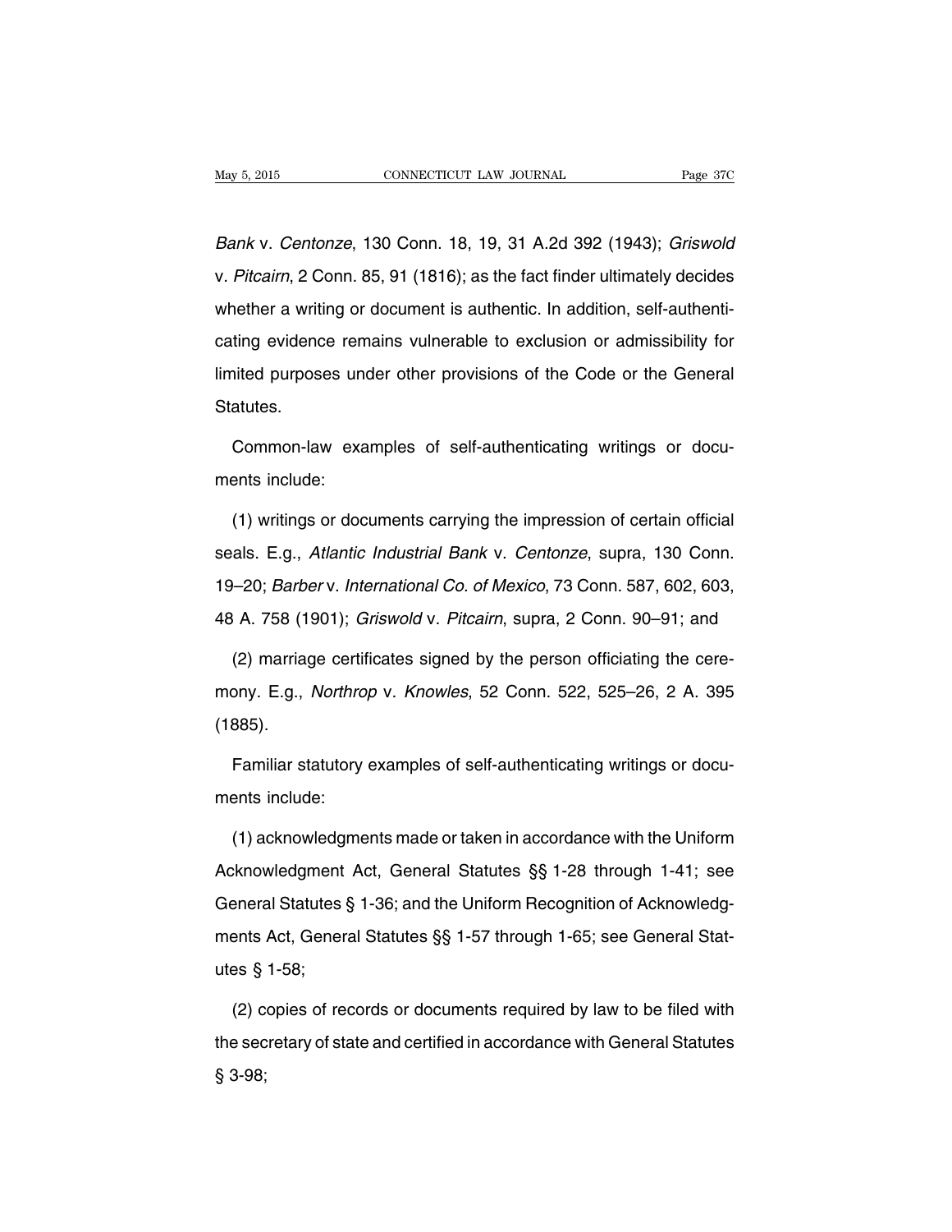*Bank* v. *Centonze*, 130 Conn. 18, 19, 31 A.2d 392 (1943); *Griswold* v. *Pitcairn*, 2 Conn. 85, 91 (1816); as the fact finder ultimately decides whether a writing or document is authentic. In addition, self-authenticating evidence remains vulnerable to exclusion or admissibility for limited purposes under other provisions of the Code or the General Statutes.

Common-law examples of self-authenticating writings or documents include:

(1) writings or documents carrying the impression of certain official seals. E.g., *Atlantic Industrial Bank* v. *Centonze*, supra, 130 Conn. 19–20; *Barber* v. *International Co. of Mexico*, 73 Conn. 587, 602, 603, 48 A. 758 (1901); *Griswold* v. *Pitcairn*, supra, 2 Conn. 90–91; and

(2) marriage certificates signed by the person officiating the ceremony. E.g., *Northrop* v. *Knowles*, 52 Conn. 522, 525–26, 2 A. 395 (1885).

Familiar statutory examples of self-authenticating writings or documents include:

(1) acknowledgments made or taken in accordance with the Uniform Acknowledgment Act, General Statutes §§ 1-28 through 1-41; see General Statutes § 1-36; and the Uniform Recognition of Acknowledgments Act, General Statutes §§ 1-57 through 1-65; see General Statutes § 1-58;

(2) copies of records or documents required by law to be filed with the secretary of state and certified in accordance with General Statutes § 3-98;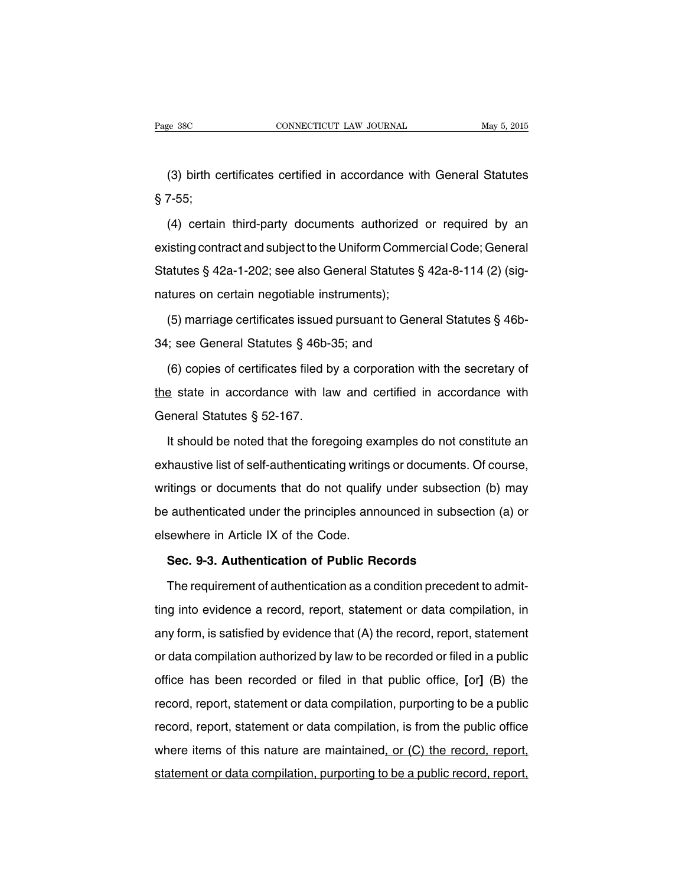(3) birth certificates certified in accordance with General Statutes § 7-55;

(4) certain third-party documents authorized or required by an existing contract and subject to the Uniform Commercial Code; General Statutes § 42a-1-202; see also General Statutes § 42a-8-114 (2) (signatures on certain negotiable instruments);

(5) marriage certificates issued pursuant to General Statutes § 46b-34; see General Statutes § 46b-35; and

(6) copies of certificates filed by a corporation with the secretary of <u>the</u> state in accordance with law and certified in accordance with General Statutes § 52-167.

It should be noted that the foregoing examples do not constitute an exhaustive list of self-authenticating writings or documents. Of course, writings or documents that do not qualify under subsection (b) may be authenticated under the principles announced in subsection (a) or elsewhere in Article IX of the Code.

**Sec. 9-3. Authentication of Public Records**

The requirement of authentication as a condition precedent to admitting into evidence a record, report, statement or data compilation, in any form, is satisfied by evidence that (A) the record, report, statement or data compilation authorized by law to be recorded or filed in a public office has been recorded or filed in that public office, **[**or**]** (B) the record, report, statement or data compilation, purporting to be a public record, report, statement or data compilation, is from the public office where items of this nature are maintained<u>, or (C) the record, report, statement or data compilation, purporting to be a public record, report,</u>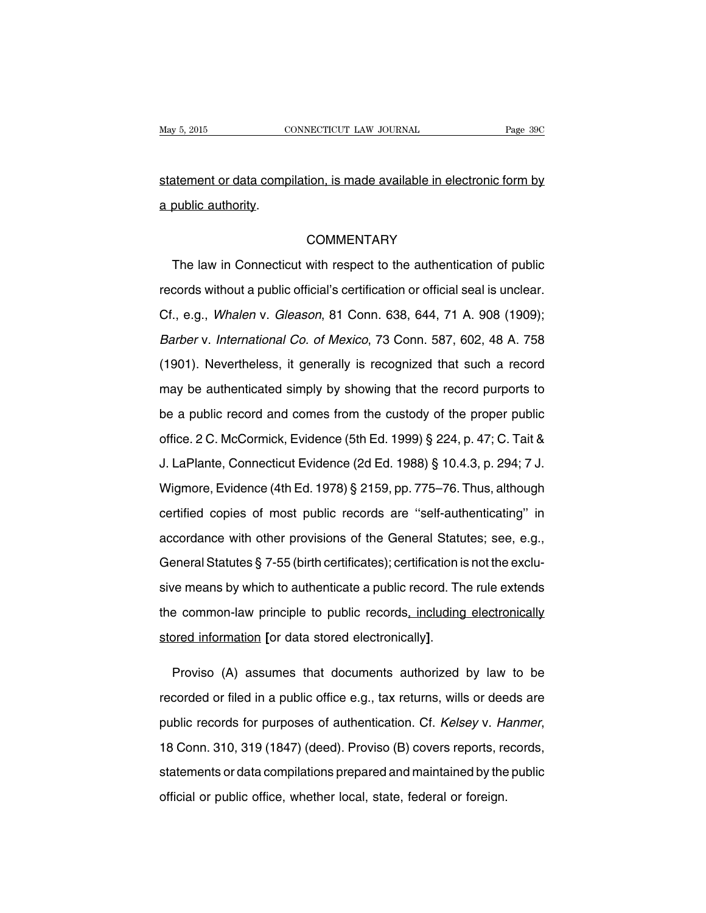<u>statement or data compilation, is made available in electronic form by a public authority</u>.

COMMENTARY

The law in Connecticut with respect to the authentication of public records without a public official's certification or official seal is unclear. Cf., e.g., *Whalen* v. *Gleason*, 81 Conn. 638, 644, 71 A. 908 (1909); *Barber* v. *International Co. of Mexico*, 73 Conn. 587, 602, 48 A. 758 (1901). Nevertheless, it generally is recognized that such a record may be authenticated simply by showing that the record purports to be a public record and comes from the custody of the proper public office. 2 C. McCormick, Evidence (5th Ed. 1999) § 224, p. 47; C. Tait & J. LaPlante, Connecticut Evidence (2d Ed. 1988) § 10.4.3, p. 294; 7 J. Wigmore, Evidence (4th Ed. 1978) § 2159, pp. 775–76. Thus, although certified copies of most public records are ''self-authenticating'' in accordance with other provisions of the General Statutes; see, e.g., General Statutes § 7-55 (birth certificates); certification is not the exclusive means by which to authenticate a public record. The rule extends the common-law principle to public records<u>, including electronically stored information</u> **[**or data stored electronically**]**.

Proviso (A) assumes that documents authorized by law to be recorded or filed in a public office e.g., tax returns, wills or deeds are public records for purposes of authentication. Cf. *Kelsey* v. *Hanmer*, 18 Conn. 310, 319 (1847) (deed). Proviso (B) covers reports, records, statements or data compilations prepared and maintained by the public official or public office, whether local, state, federal or foreign.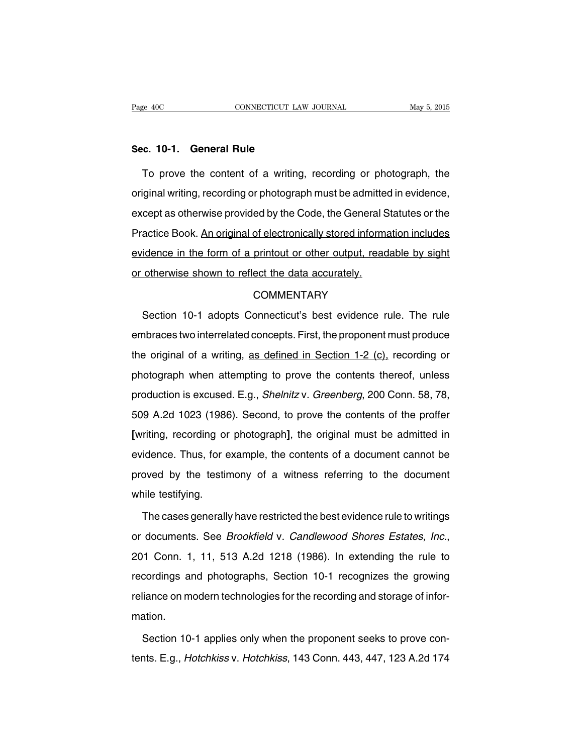## Sec. 10-1. General Rule

To prove the content of a writing, recording or photograph, the original writing, recording or photograph must be admitted in evidence, except as otherwise provided by the Code, the General Statutes or the Practice Book. <u>An original of electronically stored information includes evidence in the form of a printout or other output, readable by sight or otherwise shown to reflect the data accurately.</u>

COMMENTARY

Section 10-1 adopts Connecticut's best evidence rule. The rule embraces two interrelated concepts. First, the proponent must produce the original of a writing, <u>as defined in Section 1-2 (c),</u> recording or photograph when attempting to prove the contents thereof, unless production is excused. E.g., *Shelnitz* v. *Greenberg*, 200 Conn. 58, 78, 509 A.2d 1023 (1986). Second, to prove the contents of the <u>proffer</u> [writing, recording or photograph], the original must be admitted in evidence. Thus, for example, the contents of a document cannot be proved by the testimony of a witness referring to the document while testifying.

The cases generally have restricted the best evidence rule to writings or documents. See *Brookfield* v. *Candlewood Shores Estates, Inc.*, 201 Conn. 1, 11, 513 A.2d 1218 (1986). In extending the rule to recordings and photographs, Section 10-1 recognizes the growing reliance on modern technologies for the recording and storage of information.

Section 10-1 applies only when the proponent seeks to prove contents. E.g., *Hotchkiss* v. *Hotchkiss*, 143 Conn. 443, 447, 123 A.2d 174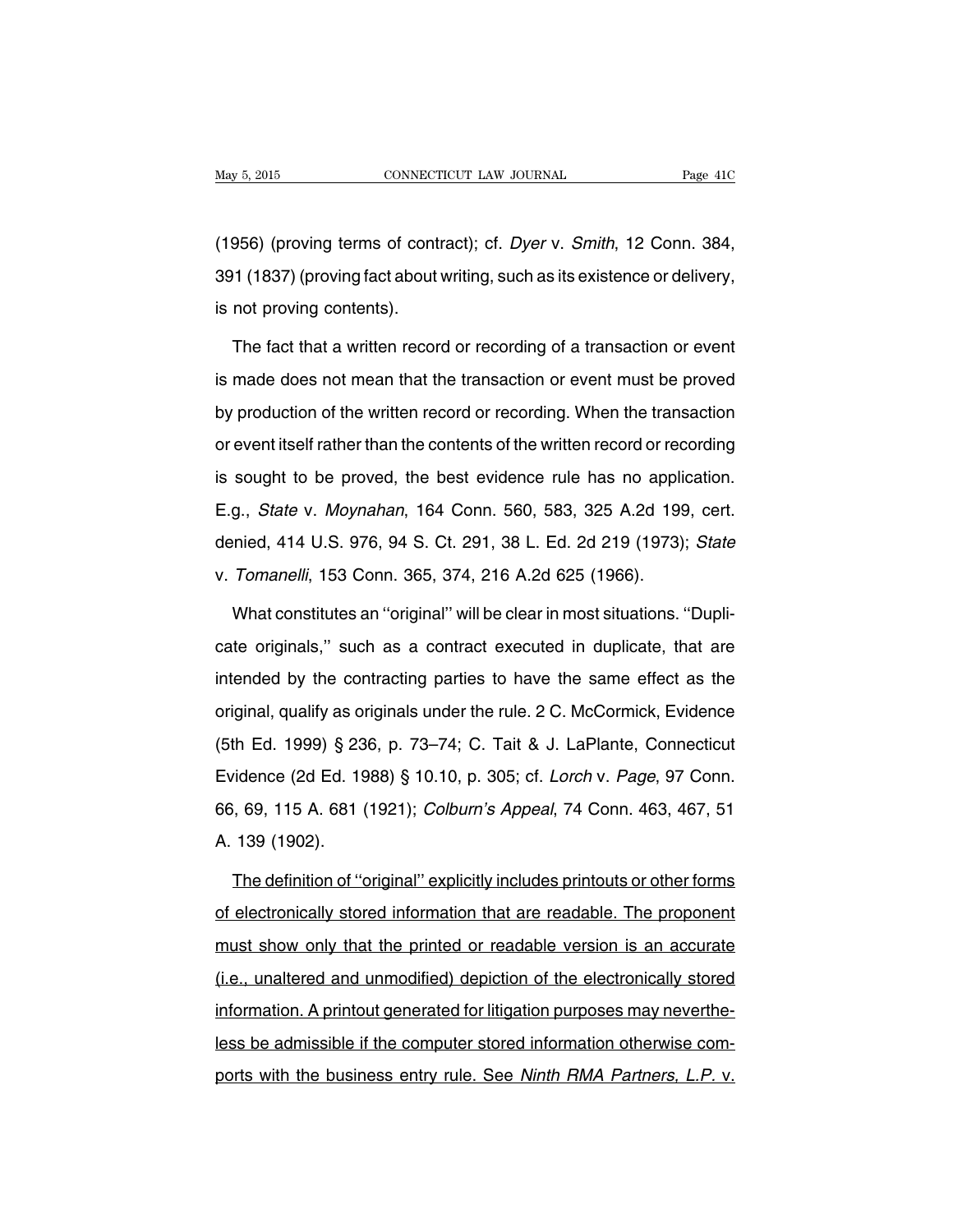(1956) (proving terms of contract); cf. *Dyer* v. *Smith*, 12 Conn. 384, 391 (1837) (proving fact about writing, such as its existence or delivery, is not proving contents).

The fact that a written record or recording of a transaction or event is made does not mean that the transaction or event must be proved by production of the written record or recording. When the transaction or event itself rather than the contents of the written record or recording is sought to be proved, the best evidence rule has no application. E.g., *State* v. *Moynahan*, 164 Conn. 560, 583, 325 A.2d 199, cert. denied, 414 U.S. 976, 94 S. Ct. 291, 38 L. Ed. 2d 219 (1973); *State* v. *Tomanelli*, 153 Conn. 365, 374, 216 A.2d 625 (1966).

What constitutes an ''original'' will be clear in most situations. ''Duplicate originals,'' such as a contract executed in duplicate, that are intended by the contracting parties to have the same effect as the original, qualify as originals under the rule. 2 C. McCormick, Evidence (5th Ed. 1999) § 236, p. 73–74; C. Tait & J. LaPlante, Connecticut Evidence (2d Ed. 1988) § 10.10, p. 305; cf. *Lorch* v. *Page*, 97 Conn. 66, 69, 115 A. 681 (1921); *Colburn's Appeal*, 74 Conn. 463, 467, 51 A. 139 (1902).

<u>The definition of ''original'' explicitly includes printouts or other forms of electronically stored information that are readable. The proponent must show only that the printed or readable version is an accurate (i.e., unaltered and unmodified) depiction of the electronically stored information. A printout generated for litigation purposes may nevertheless be admissible if the computer stored information otherwise comports with the business entry rule. See *Ninth RMA Partners, L.P.* v.</u>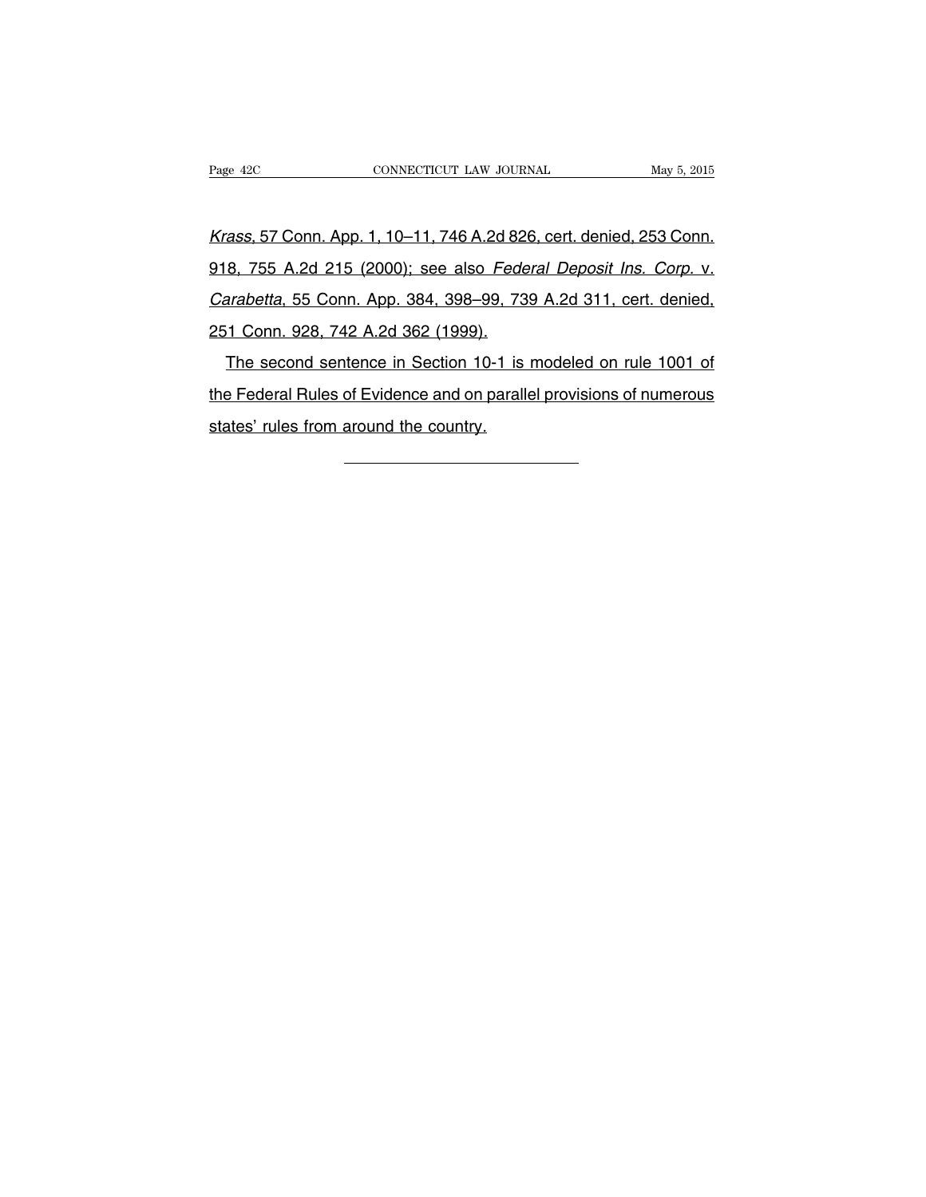*Krass*, 57 Conn. App. 1, 10–11, 746 A.2d 826, cert. denied, 253 Conn. 918, 755 A.2d 215 (2000); see also *Federal Deposit Ins. Corp.* v. *Carabetta*, 55 Conn. App. 384, 398–99, 739 A.2d 311, cert. denied, 251 Conn. 928, 742 A.2d 362 (1999).

The second sentence in Section 10-1 is modeled on rule 1001 of the Federal Rules of Evidence and on parallel provisions of numerous states' rules from around the country.